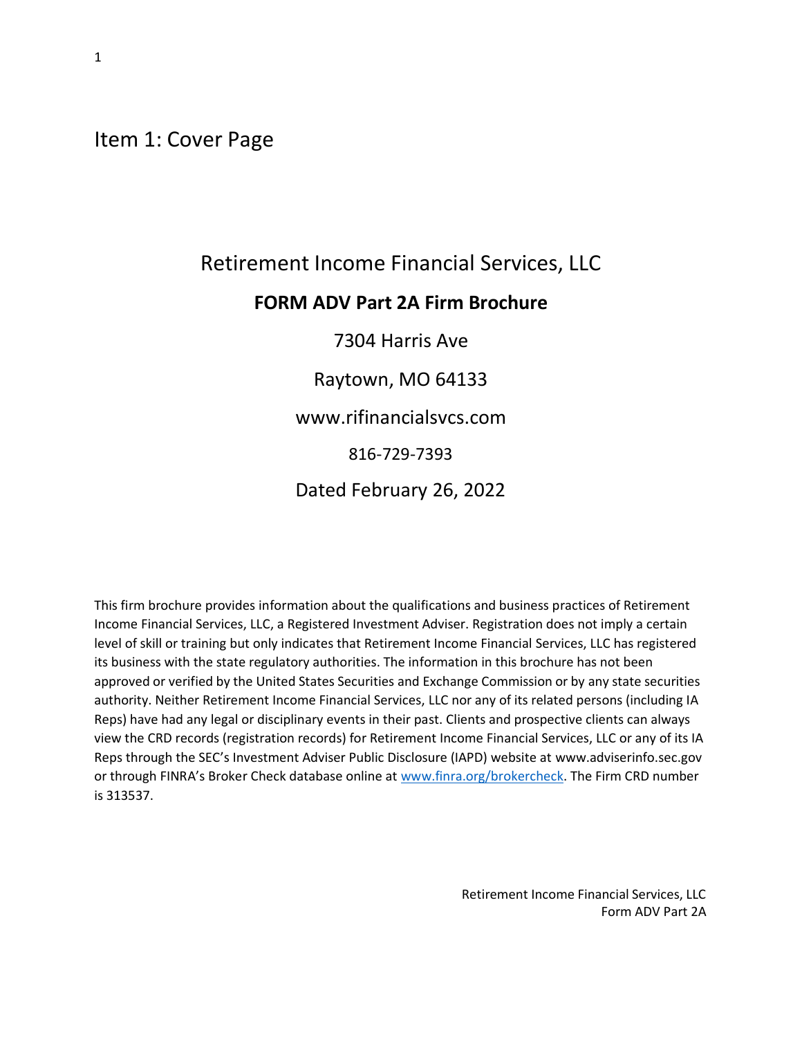# Item 1: Cover Page

Retirement Income Financial Services, LLC

**FORM ADV Part 2A Firm Brochure**

7304 Harris Ave

Raytown, MO 64133

www.rifinancialsvcs.com

816-729-7393

Dated February 26, 2022

This firm brochure provides information about the qualifications and business practices of Retirement Income Financial Services, LLC, a Registered Investment Adviser. Registration does not imply a certain level of skill or training but only indicates that Retirement Income Financial Services, LLC has registered its business with the state regulatory authorities. The information in this brochure has not been approved or verified by the United States Securities and Exchange Commission or by any state securities authority. Neither Retirement Income Financial Services, LLC nor any of its related persons (including IA Reps) have had any legal or disciplinary events in their past. Clients and prospective clients can always view the CRD records (registration records) for Retirement Income Financial Services, LLC or any of its IA Reps through the SEC's Investment Adviser Public Disclosure (IAPD) website at www.adviserinfo.sec.gov or through FINRA's Broker Check database online at www.finra.org/brokercheck. The Firm CRD number is 313537.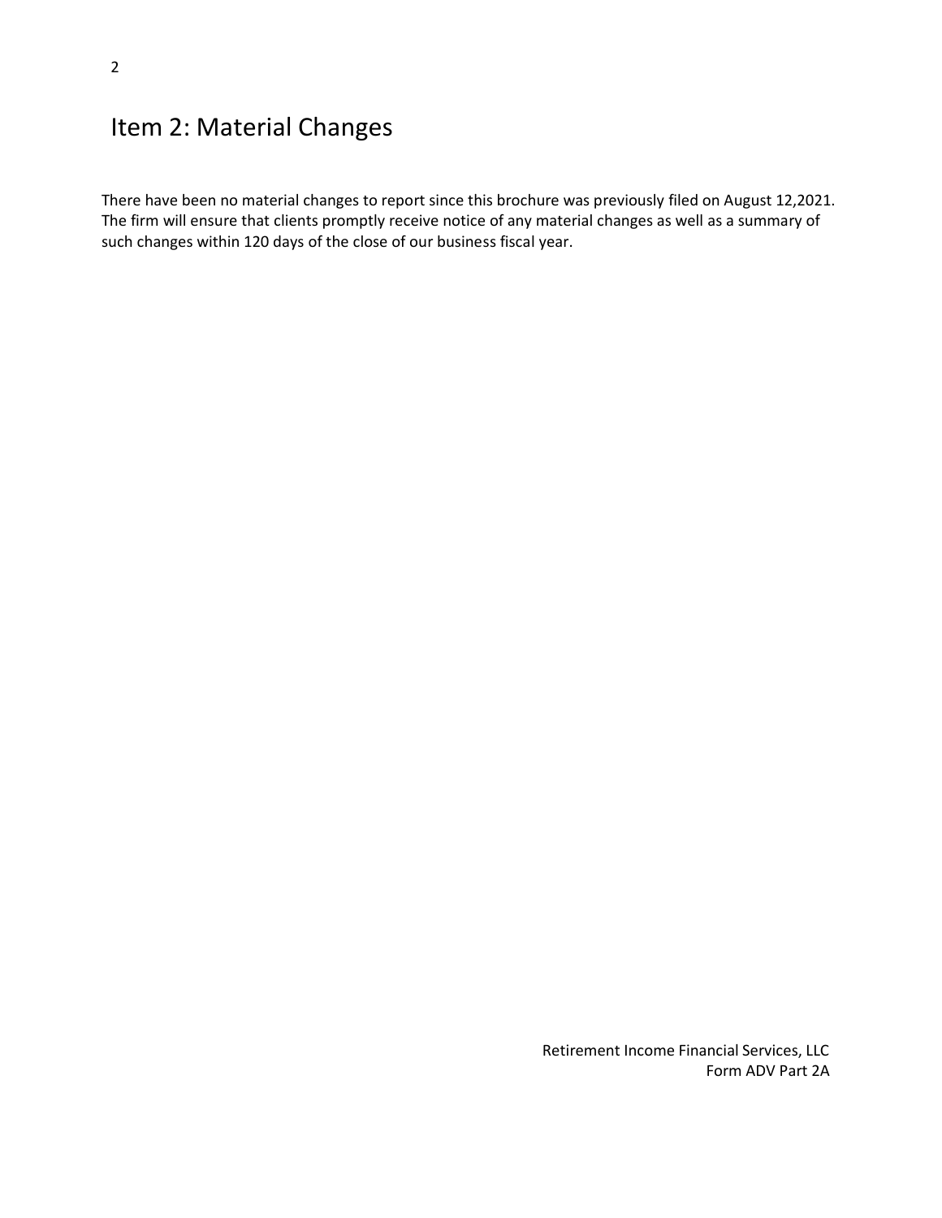# Item 2: Material Changes

There have been no material changes to report since this brochure was previously filed on August 12,2021. The firm will ensure that clients promptly receive notice of any material changes as well as a summary of such changes within 120 days of the close of our business fiscal year.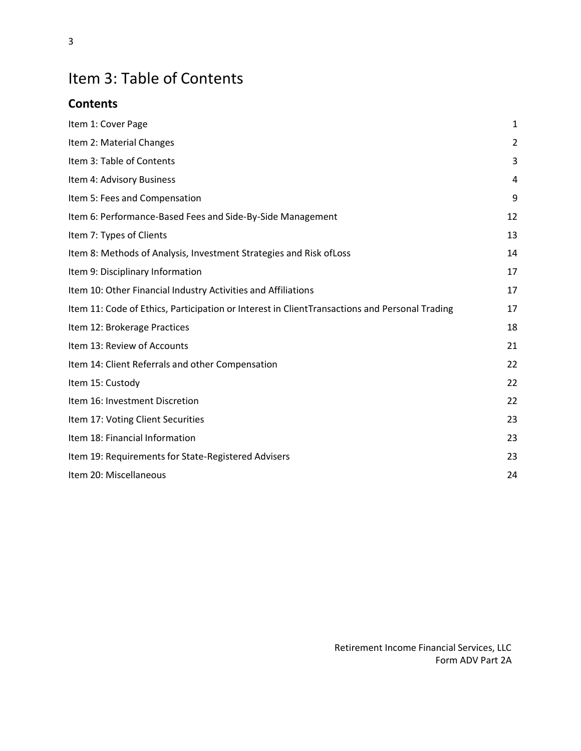# Item 3: Table of Contents

## Contents

| | |
|---|---|
| Item 1: Cover Page | 1 |
| Item 2: Material Changes | 2 |
| Item 3: Table of Contents | 3 |
| Item 4: Advisory Business | 4 |
| Item 5: Fees and Compensation | 9 |
| Item 6: Performance-Based Fees and Side-By-Side Management | 12 |
| Item 7: Types of Clients | 13 |
| Item 8: Methods of Analysis, Investment Strategies and Risk ofLoss | 14 |
| Item 9: Disciplinary Information | 17 |
| Item 10: Other Financial Industry Activities and Affiliations | 17 |
| Item 11: Code of Ethics, Participation or Interest in ClientTransactions and Personal Trading | 17 |
| Item 12: Brokerage Practices | 18 |
| Item 13: Review of Accounts | 21 |
| Item 14: Client Referrals and other Compensation | 22 |
| Item 15: Custody | 22 |
| Item 16: Investment Discretion | 22 |
| Item 17: Voting Client Securities | 23 |
| Item 18: Financial Information | 23 |
| Item 19: Requirements for State-Registered Advisers | 23 |
| Item 20: Miscellaneous | 24 |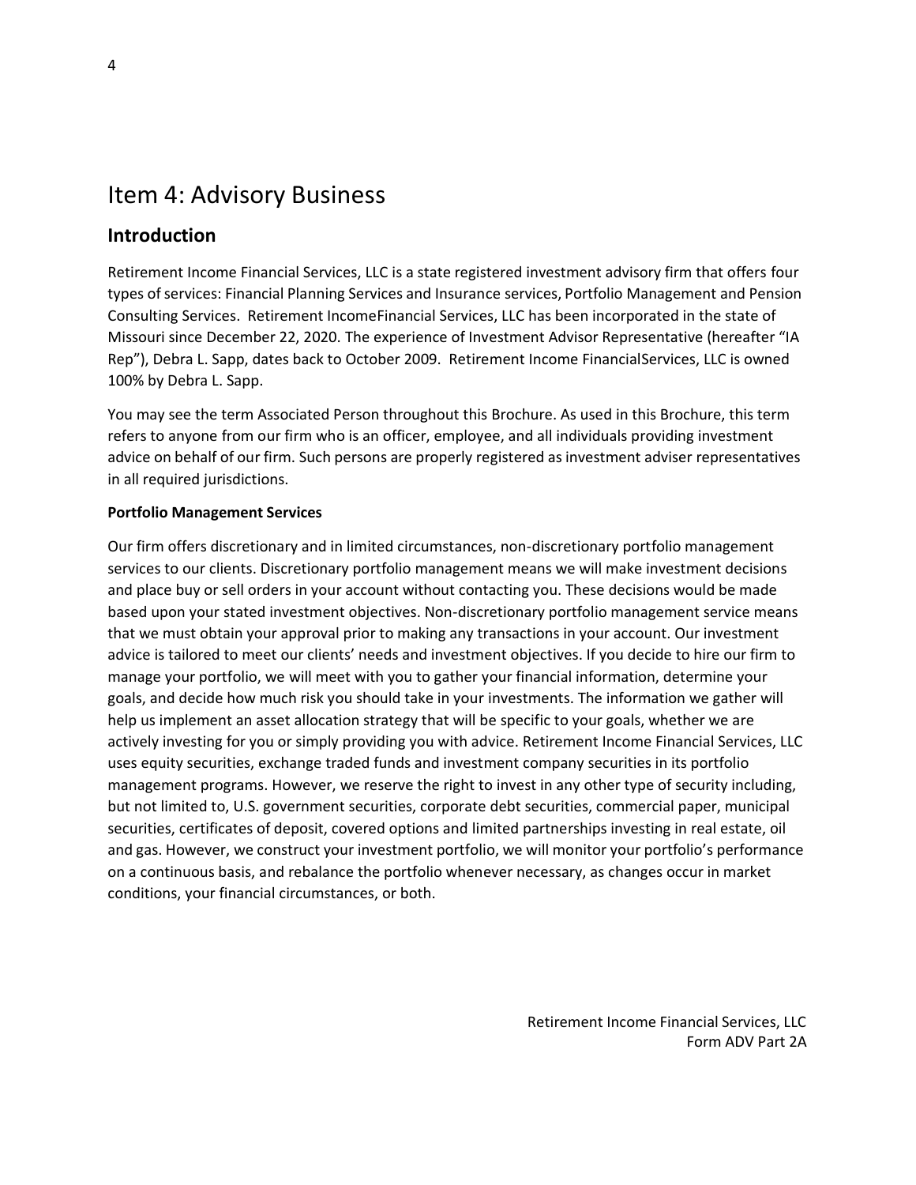# Item 4: Advisory Business

## Introduction

Retirement Income Financial Services, LLC is a state registered investment advisory firm that offers four types of services: Financial Planning Services and Insurance services, Portfolio Management and Pension Consulting Services. Retirement IncomeFinancial Services, LLC has been incorporated in the state of Missouri since December 22, 2020. The experience of Investment Advisor Representative (hereafter "IA Rep"), Debra L. Sapp, dates back to October 2009. Retirement Income FinancialServices, LLC is owned 100% by Debra L. Sapp.

You may see the term Associated Person throughout this Brochure. As used in this Brochure, this term refers to anyone from our firm who is an officer, employee, and all individuals providing investment advice on behalf of our firm. Such persons are properly registered as investment adviser representatives in all required jurisdictions.

**Portfolio Management Services**

Our firm offers discretionary and in limited circumstances, non-discretionary portfolio management services to our clients. Discretionary portfolio management means we will make investment decisions and place buy or sell orders in your account without contacting you. These decisions would be made based upon your stated investment objectives. Non-discretionary portfolio management service means that we must obtain your approval prior to making any transactions in your account. Our investment advice is tailored to meet our clients' needs and investment objectives. If you decide to hire our firm to manage your portfolio, we will meet with you to gather your financial information, determine your goals, and decide how much risk you should take in your investments. The information we gather will help us implement an asset allocation strategy that will be specific to your goals, whether we are actively investing for you or simply providing you with advice. Retirement Income Financial Services, LLC uses equity securities, exchange traded funds and investment company securities in its portfolio management programs. However, we reserve the right to invest in any other type of security including, but not limited to, U.S. government securities, corporate debt securities, commercial paper, municipal securities, certificates of deposit, covered options and limited partnerships investing in real estate, oil and gas. However, we construct your investment portfolio, we will monitor your portfolio's performance on a continuous basis, and rebalance the portfolio whenever necessary, as changes occur in market conditions, your financial circumstances, or both.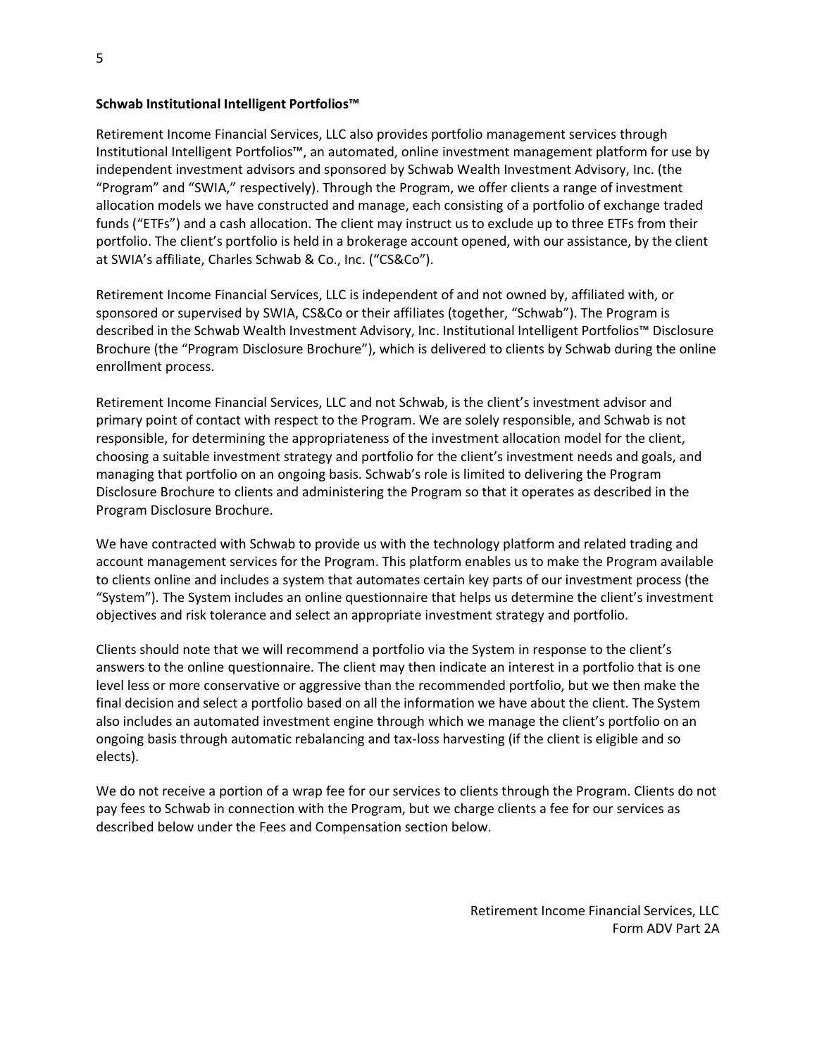**Schwab Institutional Intelligent Portfolios™**

Retirement Income Financial Services, LLC also provides portfolio management services through Institutional Intelligent Portfolios™, an automated, online investment management platform for use by independent investment advisors and sponsored by Schwab Wealth Investment Advisory, Inc. (the "Program" and "SWIA," respectively). Through the Program, we offer clients a range of investment allocation models we have constructed and manage, each consisting of a portfolio of exchange traded funds ("ETFs") and a cash allocation. The client may instruct us to exclude up to three ETFs from their portfolio. The client's portfolio is held in a brokerage account opened, with our assistance, by the client at SWIA's affiliate, Charles Schwab & Co., Inc. ("CS&Co").

Retirement Income Financial Services, LLC is independent of and not owned by, affiliated with, or sponsored or supervised by SWIA, CS&Co or their affiliates (together, "Schwab"). The Program is described in the Schwab Wealth Investment Advisory, Inc. Institutional Intelligent Portfolios™ Disclosure Brochure (the "Program Disclosure Brochure"), which is delivered to clients by Schwab during the online enrollment process.

Retirement Income Financial Services, LLC and not Schwab, is the client's investment advisor and primary point of contact with respect to the Program. We are solely responsible, and Schwab is not responsible, for determining the appropriateness of the investment allocation model for the client, choosing a suitable investment strategy and portfolio for the client's investment needs and goals, and managing that portfolio on an ongoing basis. Schwab's role is limited to delivering the Program Disclosure Brochure to clients and administering the Program so that it operates as described in the Program Disclosure Brochure.

We have contracted with Schwab to provide us with the technology platform and related trading and account management services for the Program. This platform enables us to make the Program available to clients online and includes a system that automates certain key parts of our investment process (the "System"). The System includes an online questionnaire that helps us determine the client's investment objectives and risk tolerance and select an appropriate investment strategy and portfolio.

Clients should note that we will recommend a portfolio via the System in response to the client's answers to the online questionnaire. The client may then indicate an interest in a portfolio that is one level less or more conservative or aggressive than the recommended portfolio, but we then make the final decision and select a portfolio based on all the information we have about the client. The System also includes an automated investment engine through which we manage the client's portfolio on an ongoing basis through automatic rebalancing and tax-loss harvesting (if the client is eligible and so elects).

We do not receive a portion of a wrap fee for our services to clients through the Program. Clients do not pay fees to Schwab in connection with the Program, but we charge clients a fee for our services as described below under the Fees and Compensation section below.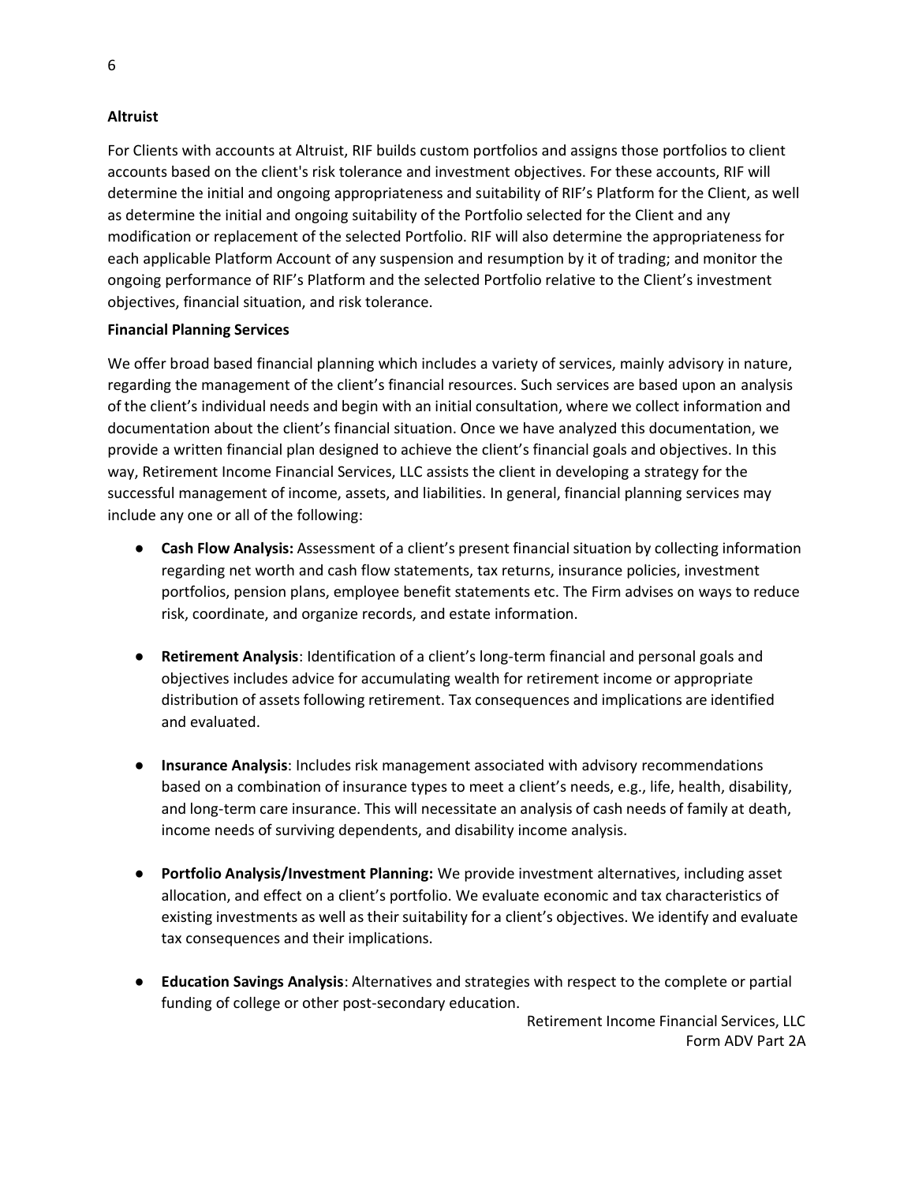**Altruist**

For Clients with accounts at Altruist, RIF builds custom portfolios and assigns those portfolios to client accounts based on the client's risk tolerance and investment objectives. For these accounts, RIF will determine the initial and ongoing appropriateness and suitability of RIF's Platform for the Client, as well as determine the initial and ongoing suitability of the Portfolio selected for the Client and any modification or replacement of the selected Portfolio. RIF will also determine the appropriateness for each applicable Platform Account of any suspension and resumption by it of trading; and monitor the ongoing performance of RIF's Platform and the selected Portfolio relative to the Client's investment objectives, financial situation, and risk tolerance.

**Financial Planning Services**

We offer broad based financial planning which includes a variety of services, mainly advisory in nature, regarding the management of the client's financial resources. Such services are based upon an analysis of the client's individual needs and begin with an initial consultation, where we collect information and documentation about the client's financial situation. Once we have analyzed this documentation, we provide a written financial plan designed to achieve the client's financial goals and objectives. In this way, Retirement Income Financial Services, LLC assists the client in developing a strategy for the successful management of income, assets, and liabilities. In general, financial planning services may include any one or all of the following:

- **Cash Flow Analysis:** Assessment of a client's present financial situation by collecting information regarding net worth and cash flow statements, tax returns, insurance policies, investment portfolios, pension plans, employee benefit statements etc. The Firm advises on ways to reduce risk, coordinate, and organize records, and estate information.

- **Retirement Analysis**: Identification of a client's long-term financial and personal goals and objectives includes advice for accumulating wealth for retirement income or appropriate distribution of assets following retirement. Tax consequences and implications are identified and evaluated.

- **Insurance Analysis**: Includes risk management associated with advisory recommendations based on a combination of insurance types to meet a client's needs, e.g., life, health, disability, and long-term care insurance. This will necessitate an analysis of cash needs of family at death, income needs of surviving dependents, and disability income analysis.

- **Portfolio Analysis/Investment Planning:** We provide investment alternatives, including asset allocation, and effect on a client's portfolio. We evaluate economic and tax characteristics of existing investments as well as their suitability for a client's objectives. We identify and evaluate tax consequences and their implications.

- **Education Savings Analysis**: Alternatives and strategies with respect to the complete or partial funding of college or other post-secondary education.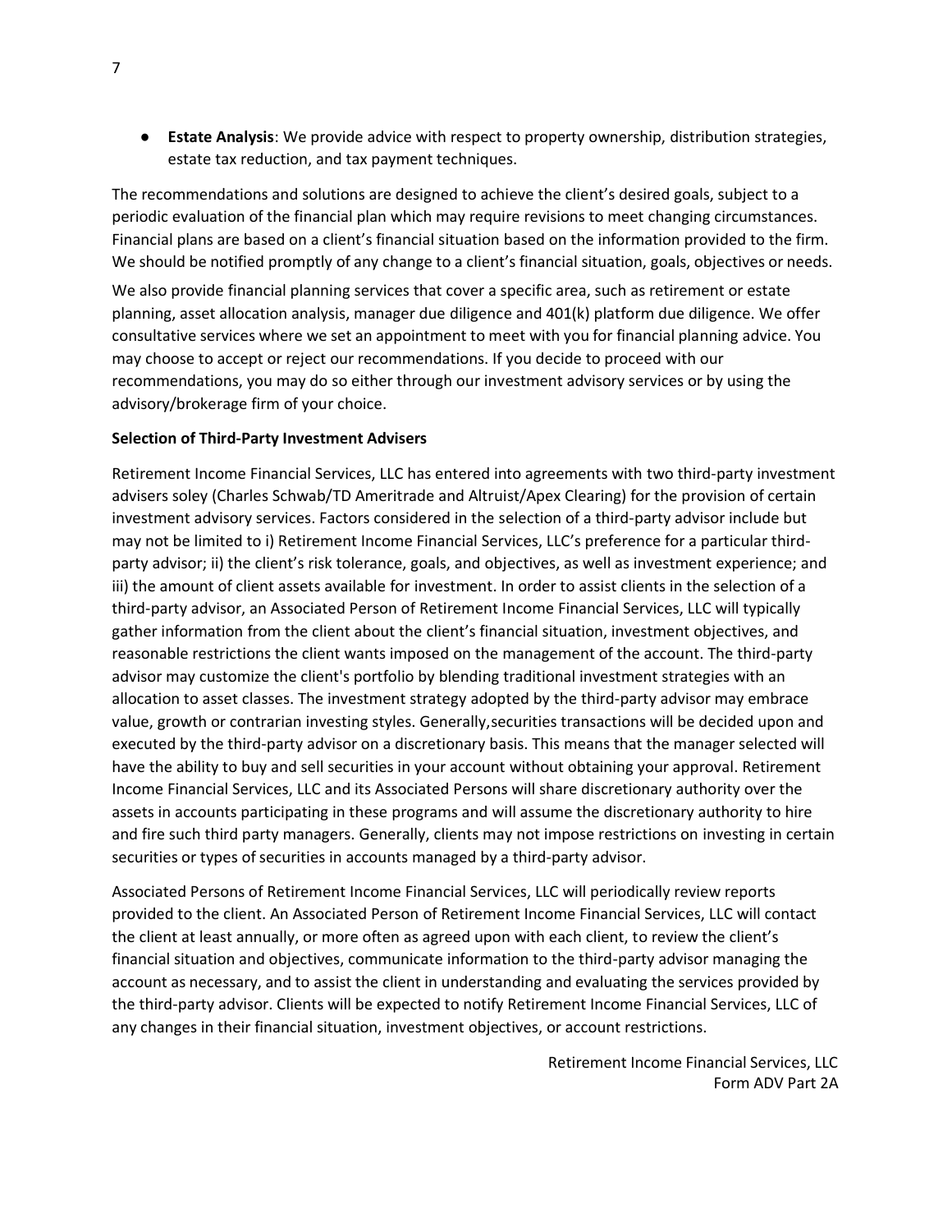- **Estate Analysis**: We provide advice with respect to property ownership, distribution strategies, estate tax reduction, and tax payment techniques.

The recommendations and solutions are designed to achieve the client's desired goals, subject to a periodic evaluation of the financial plan which may require revisions to meet changing circumstances. Financial plans are based on a client's financial situation based on the information provided to the firm. We should be notified promptly of any change to a client's financial situation, goals, objectives or needs.

We also provide financial planning services that cover a specific area, such as retirement or estate planning, asset allocation analysis, manager due diligence and 401(k) platform due diligence. We offer consultative services where we set an appointment to meet with you for financial planning advice. You may choose to accept or reject our recommendations. If you decide to proceed with our recommendations, you may do so either through our investment advisory services or by using the advisory/brokerage firm of your choice.

**Selection of Third-Party Investment Advisers**

Retirement Income Financial Services, LLC has entered into agreements with two third-party investment advisers soley (Charles Schwab/TD Ameritrade and Altruist/Apex Clearing) for the provision of certain investment advisory services. Factors considered in the selection of a third-party advisor include but may not be limited to i) Retirement Income Financial Services, LLC's preference for a particular third-party advisor; ii) the client's risk tolerance, goals, and objectives, as well as investment experience; and iii) the amount of client assets available for investment. In order to assist clients in the selection of a third-party advisor, an Associated Person of Retirement Income Financial Services, LLC will typically gather information from the client about the client's financial situation, investment objectives, and reasonable restrictions the client wants imposed on the management of the account. The third-party advisor may customize the client's portfolio by blending traditional investment strategies with an allocation to asset classes. The investment strategy adopted by the third-party advisor may embrace value, growth or contrarian investing styles. Generally,securities transactions will be decided upon and executed by the third-party advisor on a discretionary basis. This means that the manager selected will have the ability to buy and sell securities in your account without obtaining your approval. Retirement Income Financial Services, LLC and its Associated Persons will share discretionary authority over the assets in accounts participating in these programs and will assume the discretionary authority to hire and fire such third party managers. Generally, clients may not impose restrictions on investing in certain securities or types of securities in accounts managed by a third-party advisor.

Associated Persons of Retirement Income Financial Services, LLC will periodically review reports provided to the client. An Associated Person of Retirement Income Financial Services, LLC will contact the client at least annually, or more often as agreed upon with each client, to review the client's financial situation and objectives, communicate information to the third-party advisor managing the account as necessary, and to assist the client in understanding and evaluating the services provided by the third-party advisor. Clients will be expected to notify Retirement Income Financial Services, LLC of any changes in their financial situation, investment objectives, or account restrictions.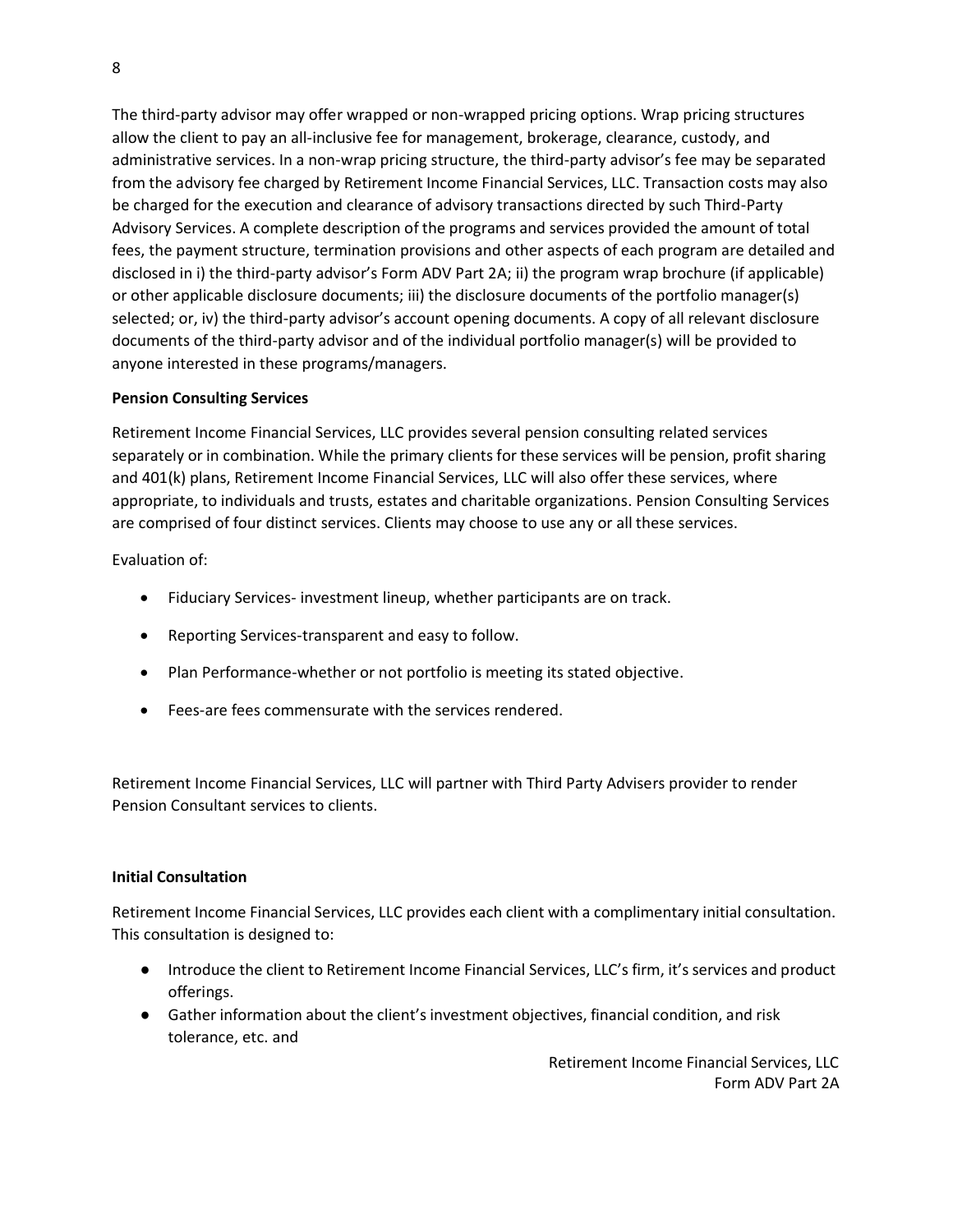The third-party advisor may offer wrapped or non-wrapped pricing options. Wrap pricing structures allow the client to pay an all-inclusive fee for management, brokerage, clearance, custody, and administrative services. In a non-wrap pricing structure, the third-party advisor's fee may be separated from the advisory fee charged by Retirement Income Financial Services, LLC. Transaction costs may also be charged for the execution and clearance of advisory transactions directed by such Third-Party Advisory Services. A complete description of the programs and services provided the amount of total fees, the payment structure, termination provisions and other aspects of each program are detailed and disclosed in i) the third-party advisor's Form ADV Part 2A; ii) the program wrap brochure (if applicable) or other applicable disclosure documents; iii) the disclosure documents of the portfolio manager(s) selected; or, iv) the third-party advisor's account opening documents. A copy of all relevant disclosure documents of the third-party advisor and of the individual portfolio manager(s) will be provided to anyone interested in these programs/managers.

**Pension Consulting Services**

Retirement Income Financial Services, LLC provides several pension consulting related services separately or in combination. While the primary clients for these services will be pension, profit sharing and 401(k) plans, Retirement Income Financial Services, LLC will also offer these services, where appropriate, to individuals and trusts, estates and charitable organizations. Pension Consulting Services are comprised of four distinct services. Clients may choose to use any or all these services.

Evaluation of:

- Fiduciary Services- investment lineup, whether participants are on track.
- Reporting Services-transparent and easy to follow.
- Plan Performance-whether or not portfolio is meeting its stated objective.
- Fees-are fees commensurate with the services rendered.

Retirement Income Financial Services, LLC will partner with Third Party Advisers provider to render Pension Consultant services to clients.

**Initial Consultation**

Retirement Income Financial Services, LLC provides each client with a complimentary initial consultation. This consultation is designed to:

- Introduce the client to Retirement Income Financial Services, LLC's firm, it's services and product offerings.
- Gather information about the client's investment objectives, financial condition, and risk tolerance, etc. and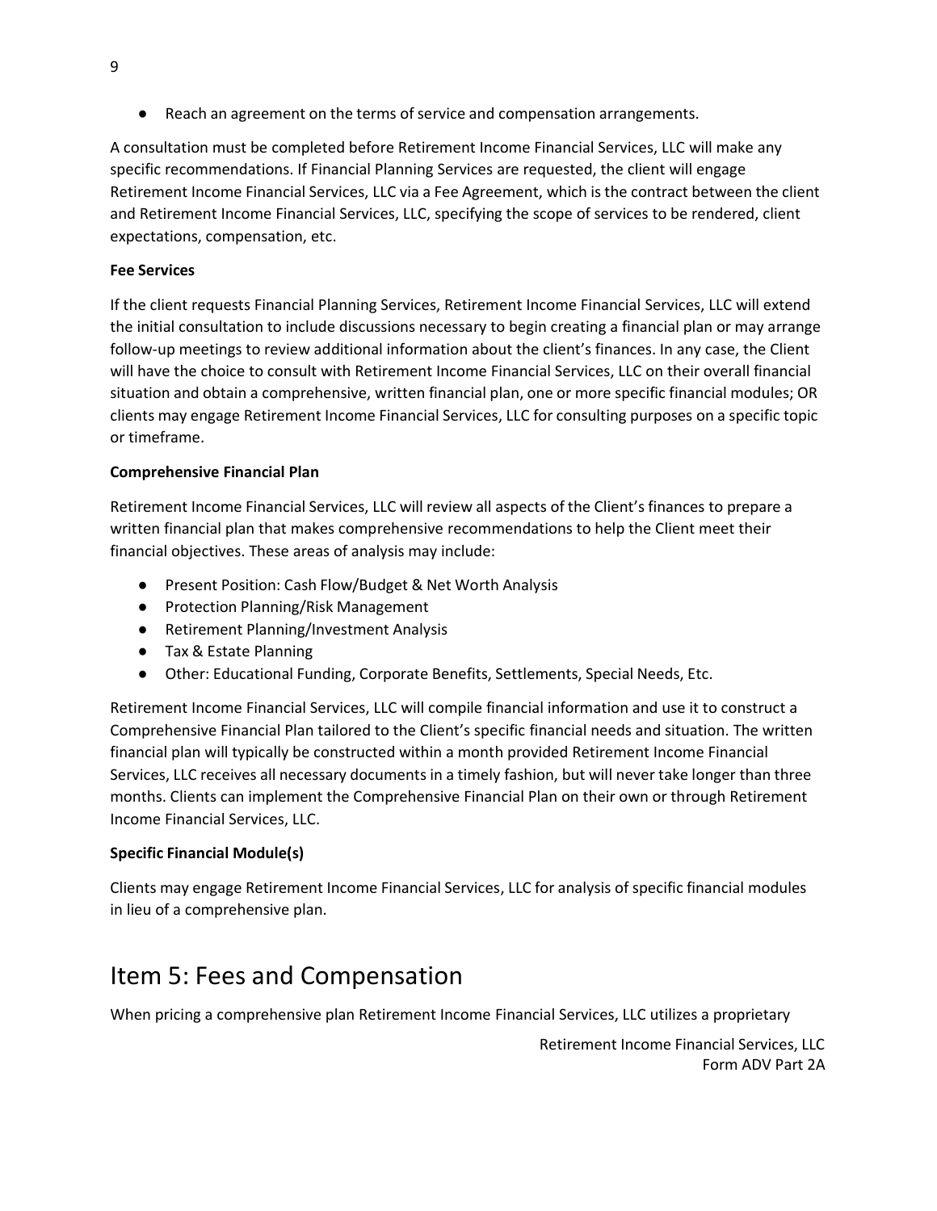- Reach an agreement on the terms of service and compensation arrangements.

A consultation must be completed before Retirement Income Financial Services, LLC will make any specific recommendations. If Financial Planning Services are requested, the client will engage Retirement Income Financial Services, LLC via a Fee Agreement, which is the contract between the client and Retirement Income Financial Services, LLC, specifying the scope of services to be rendered, client expectations, compensation, etc.

**Fee Services**

If the client requests Financial Planning Services, Retirement Income Financial Services, LLC will extend the initial consultation to include discussions necessary to begin creating a financial plan or may arrange follow-up meetings to review additional information about the client's finances. In any case, the Client will have the choice to consult with Retirement Income Financial Services, LLC on their overall financial situation and obtain a comprehensive, written financial plan, one or more specific financial modules; OR clients may engage Retirement Income Financial Services, LLC for consulting purposes on a specific topic or timeframe.

**Comprehensive Financial Plan**

Retirement Income Financial Services, LLC will review all aspects of the Client's finances to prepare a written financial plan that makes comprehensive recommendations to help the Client meet their financial objectives. These areas of analysis may include:

- Present Position: Cash Flow/Budget & Net Worth Analysis
- Protection Planning/Risk Management
- Retirement Planning/Investment Analysis
- Tax & Estate Planning
- Other: Educational Funding, Corporate Benefits, Settlements, Special Needs, Etc.

Retirement Income Financial Services, LLC will compile financial information and use it to construct a Comprehensive Financial Plan tailored to the Client's specific financial needs and situation. The written financial plan will typically be constructed within a month provided Retirement Income Financial Services, LLC receives all necessary documents in a timely fashion, but will never take longer than three months. Clients can implement the Comprehensive Financial Plan on their own or through Retirement Income Financial Services, LLC.

**Specific Financial Module(s)**

Clients may engage Retirement Income Financial Services, LLC for analysis of specific financial modules in lieu of a comprehensive plan.

# Item 5: Fees and Compensation

When pricing a comprehensive plan Retirement Income Financial Services, LLC utilizes a proprietary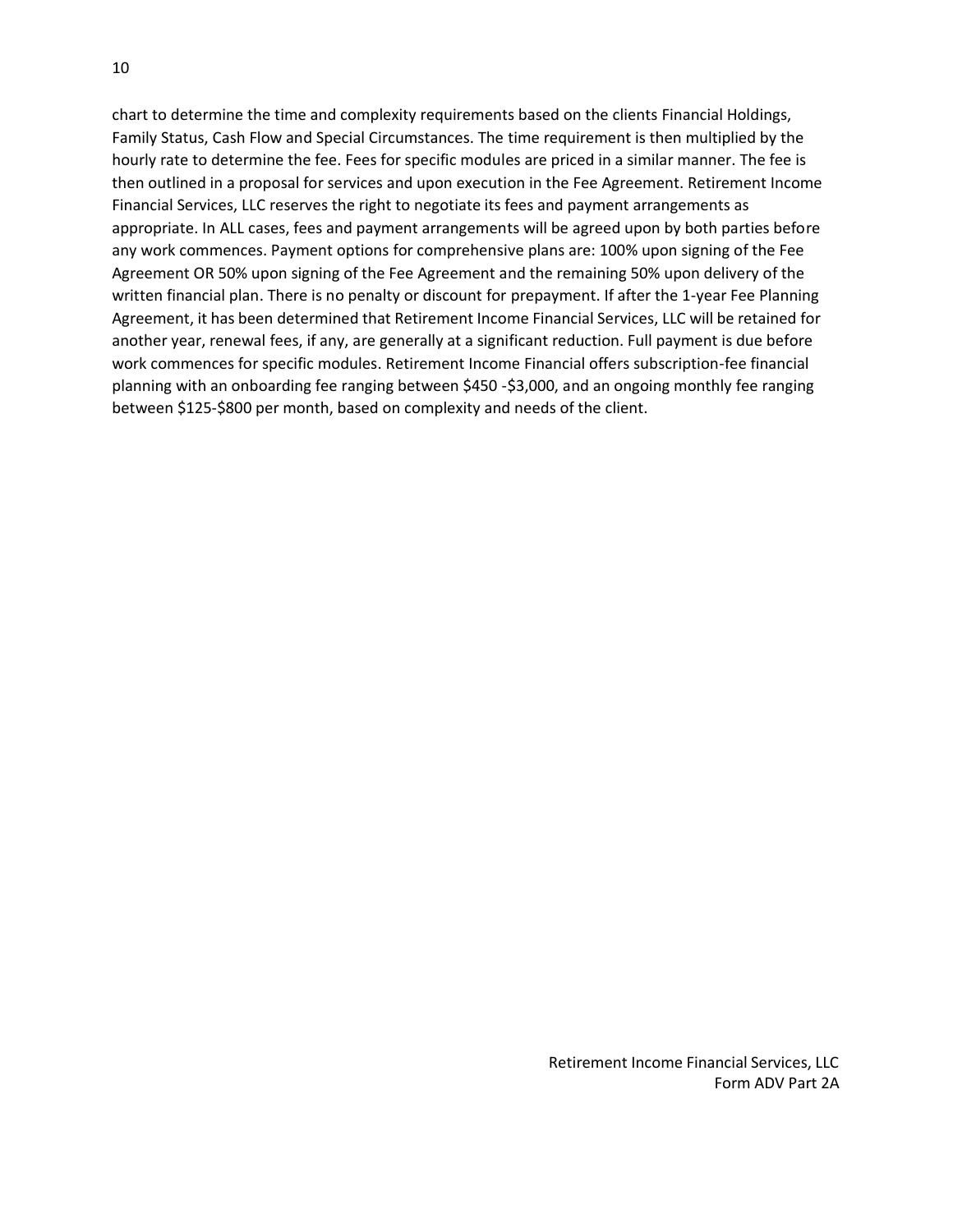chart to determine the time and complexity requirements based on the clients Financial Holdings, Family Status, Cash Flow and Special Circumstances. The time requirement is then multiplied by the hourly rate to determine the fee. Fees for specific modules are priced in a similar manner. The fee is then outlined in a proposal for services and upon execution in the Fee Agreement. Retirement Income Financial Services, LLC reserves the right to negotiate its fees and payment arrangements as appropriate. In ALL cases, fees and payment arrangements will be agreed upon by both parties before any work commences. Payment options for comprehensive plans are: 100% upon signing of the Fee Agreement OR 50% upon signing of the Fee Agreement and the remaining 50% upon delivery of the written financial plan. There is no penalty or discount for prepayment. If after the 1-year Fee Planning Agreement, it has been determined that Retirement Income Financial Services, LLC will be retained for another year, renewal fees, if any, are generally at a significant reduction. Full payment is due before work commences for specific modules. Retirement Income Financial offers subscription-fee financial planning with an onboarding fee ranging between $450 -$3,000, and an ongoing monthly fee ranging between $125-$800 per month, based on complexity and needs of the client.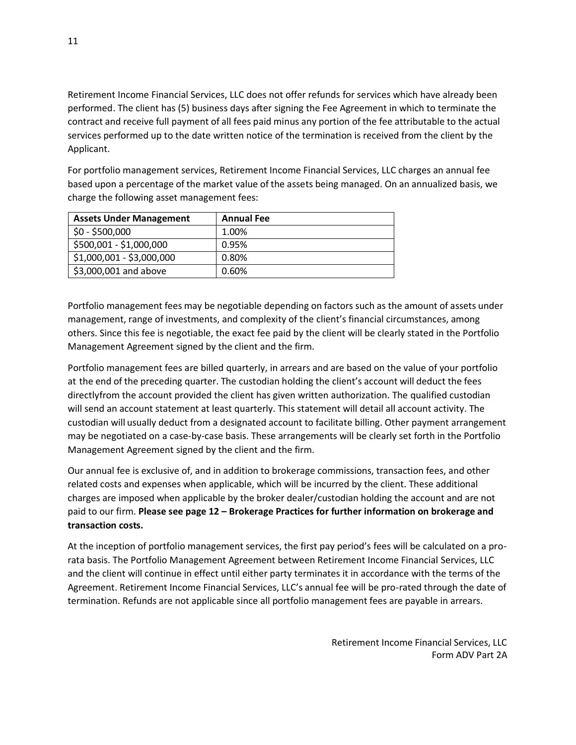Retirement Income Financial Services, LLC does not offer refunds for services which have already been performed. The client has (5) business days after signing the Fee Agreement in which to terminate the contract and receive full payment of all fees paid minus any portion of the fee attributable to the actual services performed up to the date written notice of the termination is received from the client by the Applicant.

For portfolio management services, Retirement Income Financial Services, LLC charges an annual fee based upon a percentage of the market value of the assets being managed. On an annualized basis, we charge the following asset management fees:

| Assets Under Management | Annual Fee |
|---|---|
| $0 - $500,000 | 1.00% |
| $500,001 - $1,000,000 | 0.95% |
| $1,000,001 - $3,000,000 | 0.80% |
| $3,000,001 and above | 0.60% |

Portfolio management fees may be negotiable depending on factors such as the amount of assets under management, range of investments, and complexity of the client's financial circumstances, among others. Since this fee is negotiable, the exact fee paid by the client will be clearly stated in the Portfolio Management Agreement signed by the client and the firm.

Portfolio management fees are billed quarterly, in arrears and are based on the value of your portfolio at the end of the preceding quarter. The custodian holding the client's account will deduct the fees directlyfrom the account provided the client has given written authorization. The qualified custodian will send an account statement at least quarterly. This statement will detail all account activity. The custodian will usually deduct from a designated account to facilitate billing. Other payment arrangement may be negotiated on a case-by-case basis. These arrangements will be clearly set forth in the Portfolio Management Agreement signed by the client and the firm.

Our annual fee is exclusive of, and in addition to brokerage commissions, transaction fees, and other related costs and expenses when applicable, which will be incurred by the client. These additional charges are imposed when applicable by the broker dealer/custodian holding the account and are not paid to our firm. **Please see page 12 – Brokerage Practices for further information on brokerage and transaction costs.**

At the inception of portfolio management services, the first pay period's fees will be calculated on a pro-rata basis. The Portfolio Management Agreement between Retirement Income Financial Services, LLC and the client will continue in effect until either party terminates it in accordance with the terms of the Agreement. Retirement Income Financial Services, LLC's annual fee will be pro-rated through the date of termination. Refunds are not applicable since all portfolio management fees are payable in arrears.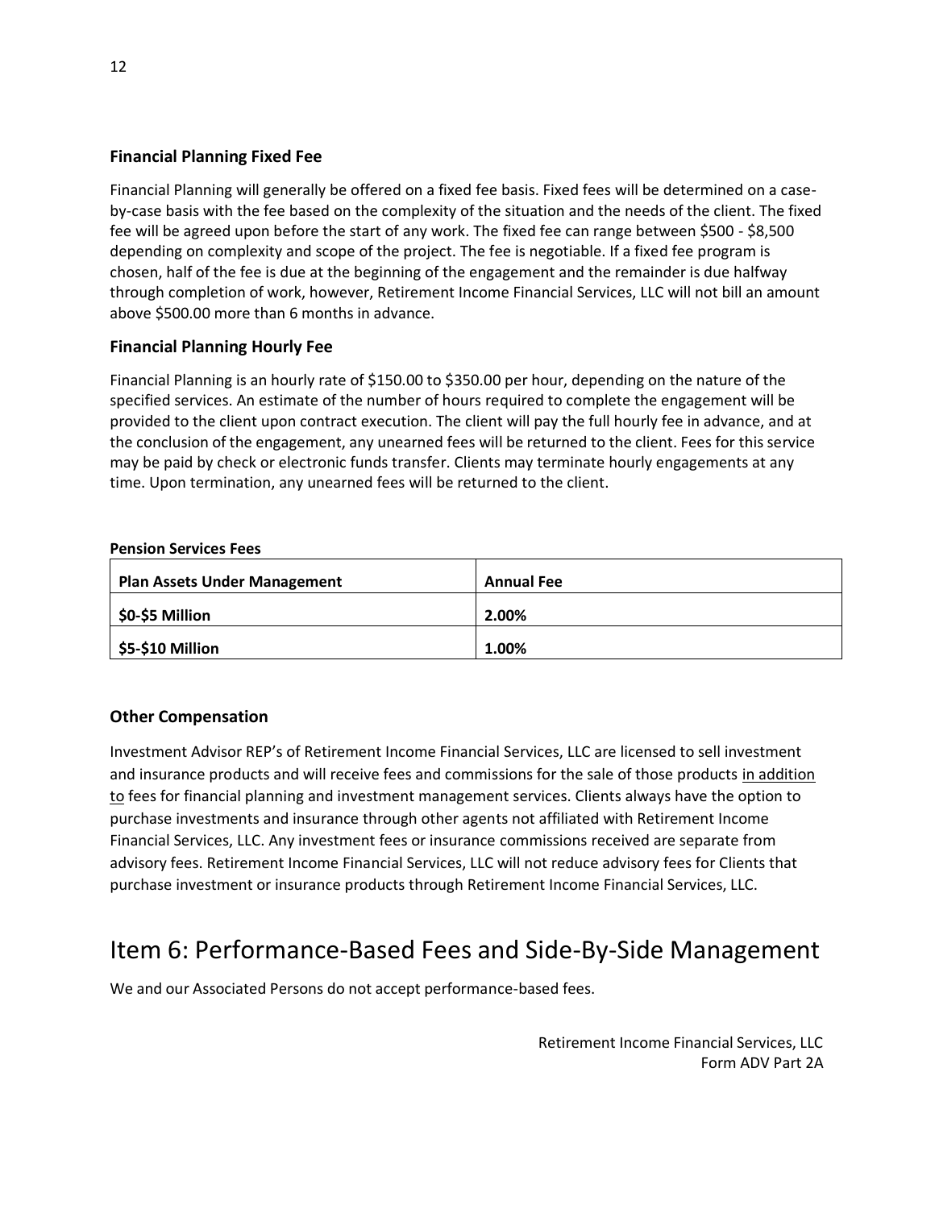### Financial Planning Fixed Fee

Financial Planning will generally be offered on a fixed fee basis. Fixed fees will be determined on a case-by-case basis with the fee based on the complexity of the situation and the needs of the client. The fixed fee will be agreed upon before the start of any work. The fixed fee can range between $500 - $8,500 depending on complexity and scope of the project. The fee is negotiable. If a fixed fee program is chosen, half of the fee is due at the beginning of the engagement and the remainder is due halfway through completion of work, however, Retirement Income Financial Services, LLC will not bill an amount above $500.00 more than 6 months in advance.

### Financial Planning Hourly Fee

Financial Planning is an hourly rate of $150.00 to $350.00 per hour, depending on the nature of the specified services. An estimate of the number of hours required to complete the engagement will be provided to the client upon contract execution. The client will pay the full hourly fee in advance, and at the conclusion of the engagement, any unearned fees will be returned to the client. Fees for this service may be paid by check or electronic funds transfer. Clients may terminate hourly engagements at any time. Upon termination, any unearned fees will be returned to the client.

**Pension Services Fees**

| Plan Assets Under Management | Annual Fee |
|---|---|
| $0-$5 Million | 2.00% |
| $5-$10 Million | 1.00% |

### Other Compensation

Investment Advisor REP's of Retirement Income Financial Services, LLC are licensed to sell investment and insurance products and will receive fees and commissions for the sale of those products in addition to fees for financial planning and investment management services. Clients always have the option to purchase investments and insurance through other agents not affiliated with Retirement Income Financial Services, LLC. Any investment fees or insurance commissions received are separate from advisory fees. Retirement Income Financial Services, LLC will not reduce advisory fees for Clients that purchase investment or insurance products through Retirement Income Financial Services, LLC.

# Item 6: Performance-Based Fees and Side-By-Side Management

We and our Associated Persons do not accept performance-based fees.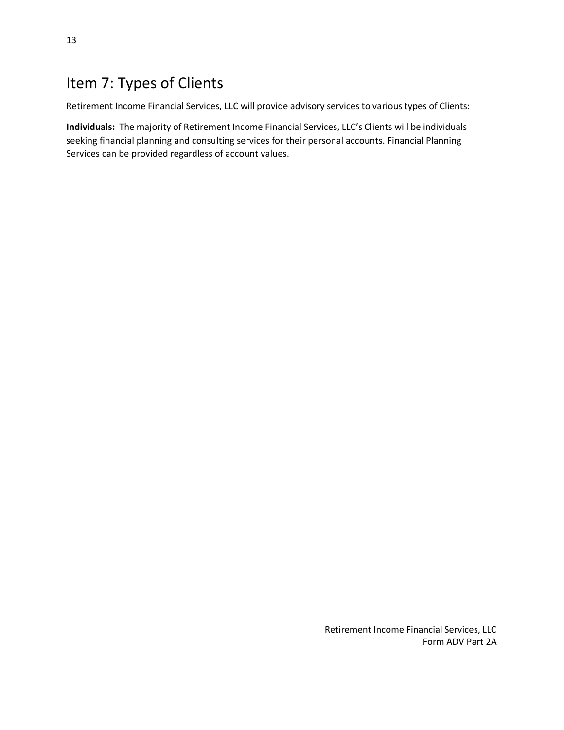# Item 7: Types of Clients

Retirement Income Financial Services, LLC will provide advisory services to various types of Clients:

**Individuals:** The majority of Retirement Income Financial Services, LLC's Clients will be individuals seeking financial planning and consulting services for their personal accounts. Financial Planning Services can be provided regardless of account values.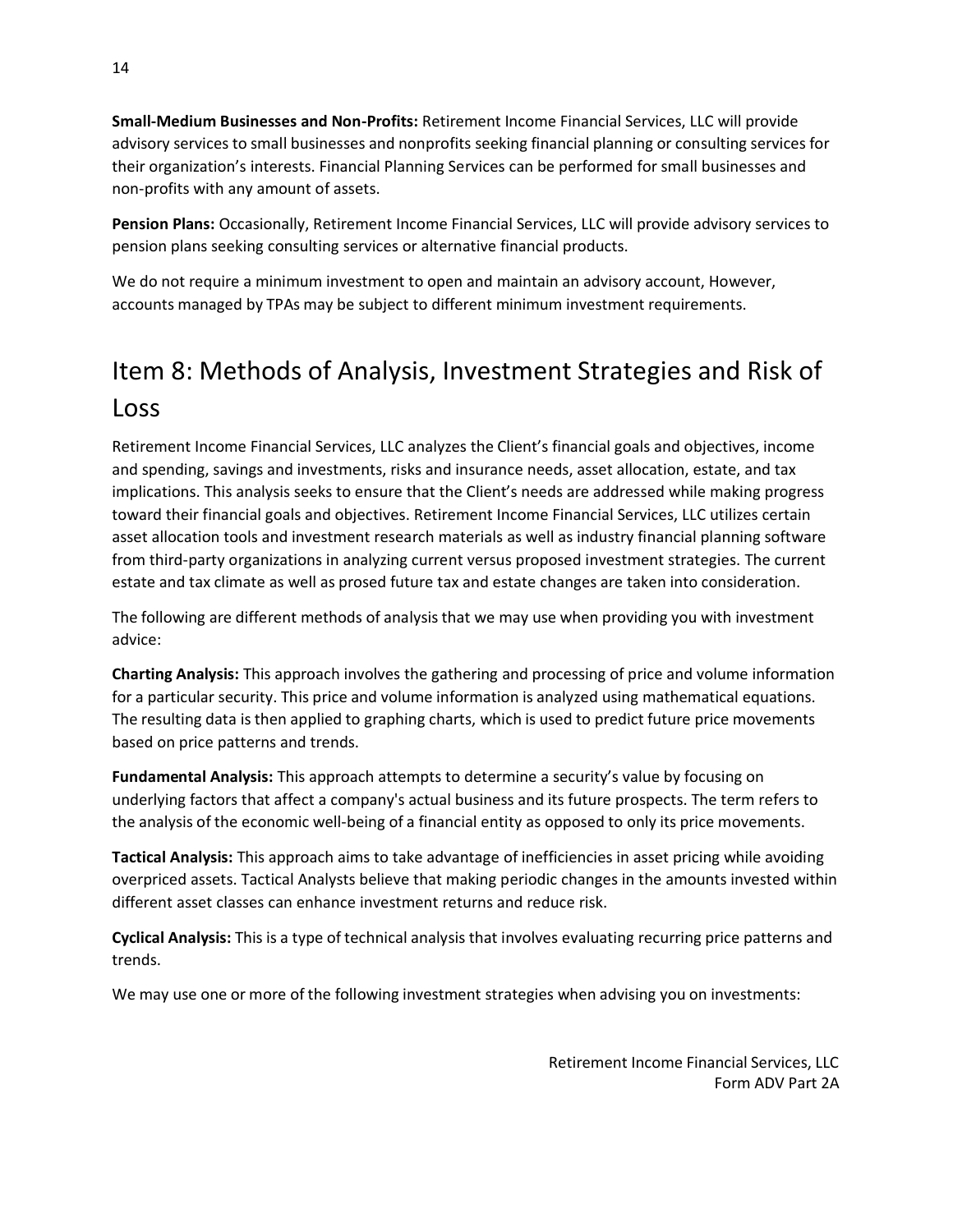**Small-Medium Businesses and Non-Profits:** Retirement Income Financial Services, LLC will provide advisory services to small businesses and nonprofits seeking financial planning or consulting services for their organization's interests. Financial Planning Services can be performed for small businesses and non-profits with any amount of assets.

**Pension Plans:** Occasionally, Retirement Income Financial Services, LLC will provide advisory services to pension plans seeking consulting services or alternative financial products.

We do not require a minimum investment to open and maintain an advisory account, However, accounts managed by TPAs may be subject to different minimum investment requirements.

# Item 8: Methods of Analysis, Investment Strategies and Risk of Loss

Retirement Income Financial Services, LLC analyzes the Client's financial goals and objectives, income and spending, savings and investments, risks and insurance needs, asset allocation, estate, and tax implications. This analysis seeks to ensure that the Client's needs are addressed while making progress toward their financial goals and objectives. Retirement Income Financial Services, LLC utilizes certain asset allocation tools and investment research materials as well as industry financial planning software from third-party organizations in analyzing current versus proposed investment strategies. The current estate and tax climate as well as prosed future tax and estate changes are taken into consideration.

The following are different methods of analysis that we may use when providing you with investment advice:

**Charting Analysis:** This approach involves the gathering and processing of price and volume information for a particular security. This price and volume information is analyzed using mathematical equations. The resulting data is then applied to graphing charts, which is used to predict future price movements based on price patterns and trends.

**Fundamental Analysis:** This approach attempts to determine a security's value by focusing on underlying factors that affect a company's actual business and its future prospects. The term refers to the analysis of the economic well-being of a financial entity as opposed to only its price movements.

**Tactical Analysis:** This approach aims to take advantage of inefficiencies in asset pricing while avoiding overpriced assets. Tactical Analysts believe that making periodic changes in the amounts invested within different asset classes can enhance investment returns and reduce risk.

**Cyclical Analysis:** This is a type of technical analysis that involves evaluating recurring price patterns and trends.

We may use one or more of the following investment strategies when advising you on investments: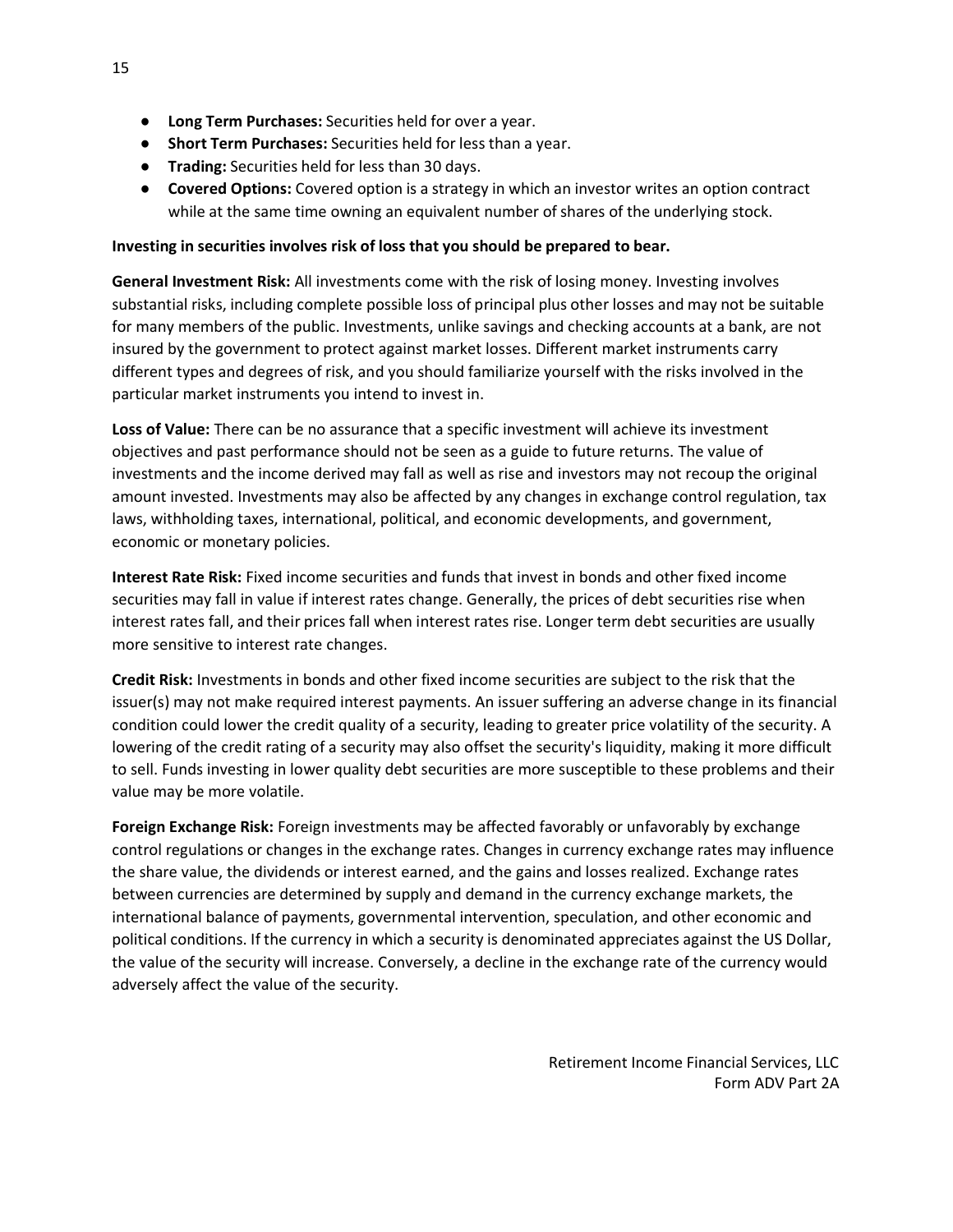- **Long Term Purchases:** Securities held for over a year.
- **Short Term Purchases:** Securities held for less than a year.
- **Trading:** Securities held for less than 30 days.
- **Covered Options:** Covered option is a strategy in which an investor writes an option contract while at the same time owning an equivalent number of shares of the underlying stock.

**Investing in securities involves risk of loss that you should be prepared to bear.**

**General Investment Risk:** All investments come with the risk of losing money. Investing involves substantial risks, including complete possible loss of principal plus other losses and may not be suitable for many members of the public. Investments, unlike savings and checking accounts at a bank, are not insured by the government to protect against market losses. Different market instruments carry different types and degrees of risk, and you should familiarize yourself with the risks involved in the particular market instruments you intend to invest in.

**Loss of Value:** There can be no assurance that a specific investment will achieve its investment objectives and past performance should not be seen as a guide to future returns. The value of investments and the income derived may fall as well as rise and investors may not recoup the original amount invested. Investments may also be affected by any changes in exchange control regulation, tax laws, withholding taxes, international, political, and economic developments, and government, economic or monetary policies.

**Interest Rate Risk:** Fixed income securities and funds that invest in bonds and other fixed income securities may fall in value if interest rates change. Generally, the prices of debt securities rise when interest rates fall, and their prices fall when interest rates rise. Longer term debt securities are usually more sensitive to interest rate changes.

**Credit Risk:** Investments in bonds and other fixed income securities are subject to the risk that the issuer(s) may not make required interest payments. An issuer suffering an adverse change in its financial condition could lower the credit quality of a security, leading to greater price volatility of the security. A lowering of the credit rating of a security may also offset the security's liquidity, making it more difficult to sell. Funds investing in lower quality debt securities are more susceptible to these problems and their value may be more volatile.

**Foreign Exchange Risk:** Foreign investments may be affected favorably or unfavorably by exchange control regulations or changes in the exchange rates. Changes in currency exchange rates may influence the share value, the dividends or interest earned, and the gains and losses realized. Exchange rates between currencies are determined by supply and demand in the currency exchange markets, the international balance of payments, governmental intervention, speculation, and other economic and political conditions. If the currency in which a security is denominated appreciates against the US Dollar, the value of the security will increase. Conversely, a decline in the exchange rate of the currency would adversely affect the value of the security.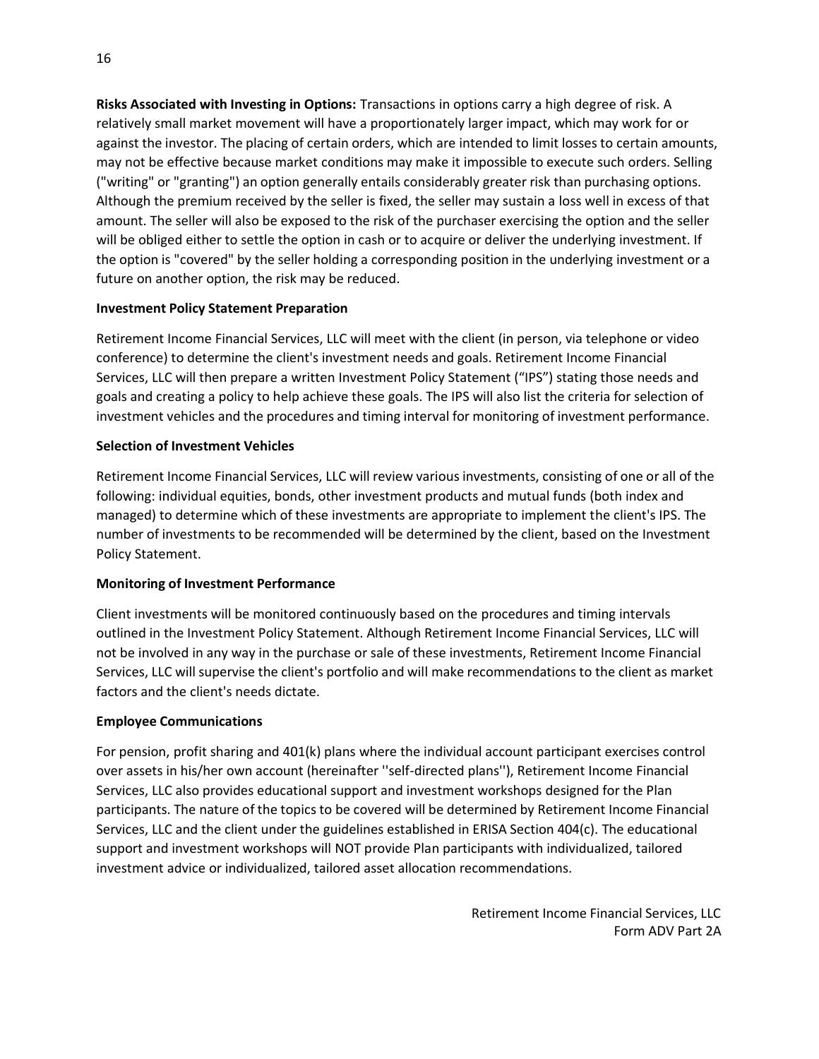**Risks Associated with Investing in Options:** Transactions in options carry a high degree of risk. A relatively small market movement will have a proportionately larger impact, which may work for or against the investor. The placing of certain orders, which are intended to limit losses to certain amounts, may not be effective because market conditions may make it impossible to execute such orders. Selling ("writing" or "granting") an option generally entails considerably greater risk than purchasing options. Although the premium received by the seller is fixed, the seller may sustain a loss well in excess of that amount. The seller will also be exposed to the risk of the purchaser exercising the option and the seller will be obliged either to settle the option in cash or to acquire or deliver the underlying investment. If the option is "covered" by the seller holding a corresponding position in the underlying investment or a future on another option, the risk may be reduced.

**Investment Policy Statement Preparation**

Retirement Income Financial Services, LLC will meet with the client (in person, via telephone or video conference) to determine the client's investment needs and goals. Retirement Income Financial Services, LLC will then prepare a written Investment Policy Statement ("IPS") stating those needs and goals and creating a policy to help achieve these goals. The IPS will also list the criteria for selection of investment vehicles and the procedures and timing interval for monitoring of investment performance.

**Selection of Investment Vehicles**

Retirement Income Financial Services, LLC will review various investments, consisting of one or all of the following: individual equities, bonds, other investment products and mutual funds (both index and managed) to determine which of these investments are appropriate to implement the client's IPS. The number of investments to be recommended will be determined by the client, based on the Investment Policy Statement.

**Monitoring of Investment Performance**

Client investments will be monitored continuously based on the procedures and timing intervals outlined in the Investment Policy Statement. Although Retirement Income Financial Services, LLC will not be involved in any way in the purchase or sale of these investments, Retirement Income Financial Services, LLC will supervise the client's portfolio and will make recommendations to the client as market factors and the client's needs dictate.

**Employee Communications**

For pension, profit sharing and 401(k) plans where the individual account participant exercises control over assets in his/her own account (hereinafter ''self-directed plans''), Retirement Income Financial Services, LLC also provides educational support and investment workshops designed for the Plan participants. The nature of the topics to be covered will be determined by Retirement Income Financial Services, LLC and the client under the guidelines established in ERISA Section 404(c). The educational support and investment workshops will NOT provide Plan participants with individualized, tailored investment advice or individualized, tailored asset allocation recommendations.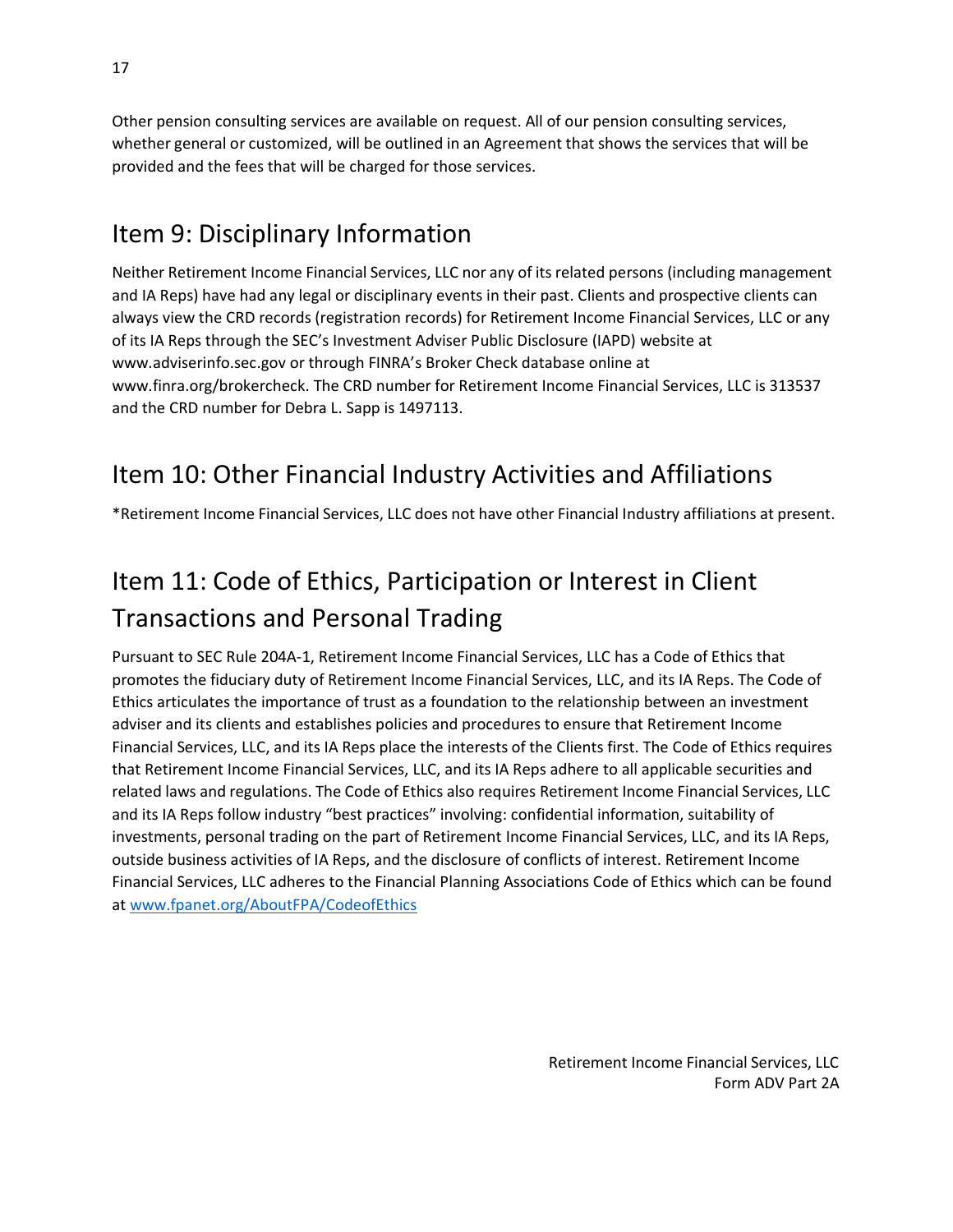Other pension consulting services are available on request. All of our pension consulting services, whether general or customized, will be outlined in an Agreement that shows the services that will be provided and the fees that will be charged for those services.

## Item 9: Disciplinary Information

Neither Retirement Income Financial Services, LLC nor any of its related persons (including management and IA Reps) have had any legal or disciplinary events in their past. Clients and prospective clients can always view the CRD records (registration records) for Retirement Income Financial Services, LLC or any of its IA Reps through the SEC's Investment Adviser Public Disclosure (IAPD) website at www.adviserinfo.sec.gov or through FINRA's Broker Check database online at www.finra.org/brokercheck. The CRD number for Retirement Income Financial Services, LLC is 313537 and the CRD number for Debra L. Sapp is 1497113.

## Item 10: Other Financial Industry Activities and Affiliations

*Retirement Income Financial Services, LLC does not have other Financial Industry affiliations at present.

## Item 11: Code of Ethics, Participation or Interest in Client Transactions and Personal Trading

Pursuant to SEC Rule 204A-1, Retirement Income Financial Services, LLC has a Code of Ethics that promotes the fiduciary duty of Retirement Income Financial Services, LLC, and its IA Reps. The Code of Ethics articulates the importance of trust as a foundation to the relationship between an investment adviser and its clients and establishes policies and procedures to ensure that Retirement Income Financial Services, LLC, and its IA Reps place the interests of the Clients first. The Code of Ethics requires that Retirement Income Financial Services, LLC, and its IA Reps adhere to all applicable securities and related laws and regulations. The Code of Ethics also requires Retirement Income Financial Services, LLC and its IA Reps follow industry "best practices" involving: confidential information, suitability of investments, personal trading on the part of Retirement Income Financial Services, LLC, and its IA Reps, outside business activities of IA Reps, and the disclosure of conflicts of interest. Retirement Income Financial Services, LLC adheres to the Financial Planning Associations Code of Ethics which can be found at [www.fpanet.org/AboutFPA/CodeofEthics](www.fpanet.org/AboutFPA/CodeofEthics)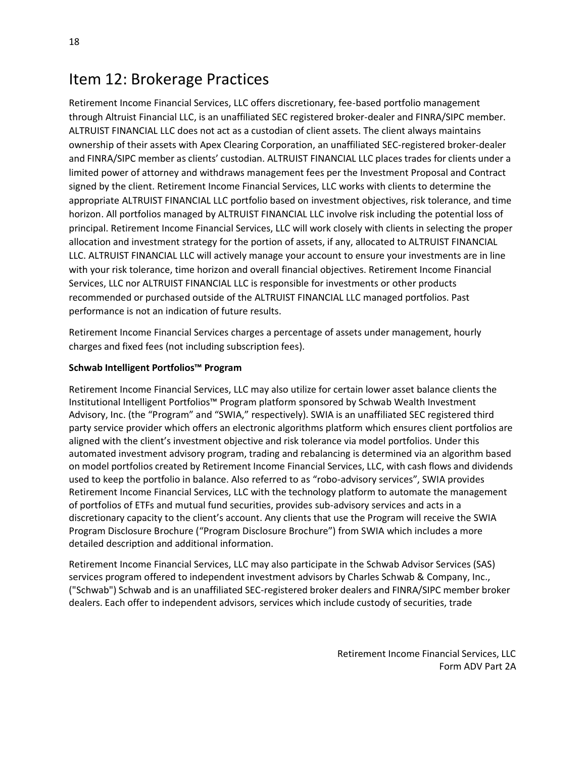# Item 12: Brokerage Practices

Retirement Income Financial Services, LLC offers discretionary, fee-based portfolio management through Altruist Financial LLC, is an unaffiliated SEC registered broker-dealer and FINRA/SIPC member. ALTRUIST FINANCIAL LLC does not act as a custodian of client assets. The client always maintains ownership of their assets with Apex Clearing Corporation, an unaffiliated SEC-registered broker-dealer and FINRA/SIPC member as clients' custodian. ALTRUIST FINANCIAL LLC places trades for clients under a limited power of attorney and withdraws management fees per the Investment Proposal and Contract signed by the client. Retirement Income Financial Services, LLC works with clients to determine the appropriate ALTRUIST FINANCIAL LLC portfolio based on investment objectives, risk tolerance, and time horizon. All portfolios managed by ALTRUIST FINANCIAL LLC involve risk including the potential loss of principal. Retirement Income Financial Services, LLC will work closely with clients in selecting the proper allocation and investment strategy for the portion of assets, if any, allocated to ALTRUIST FINANCIAL LLC. ALTRUIST FINANCIAL LLC will actively manage your account to ensure your investments are in line with your risk tolerance, time horizon and overall financial objectives. Retirement Income Financial Services, LLC nor ALTRUIST FINANCIAL LLC is responsible for investments or other products recommended or purchased outside of the ALTRUIST FINANCIAL LLC managed portfolios. Past performance is not an indication of future results.

Retirement Income Financial Services charges a percentage of assets under management, hourly charges and fixed fees (not including subscription fees).

**Schwab Intelligent Portfolios™ Program**

Retirement Income Financial Services, LLC may also utilize for certain lower asset balance clients the Institutional Intelligent Portfolios™ Program platform sponsored by Schwab Wealth Investment Advisory, Inc. (the "Program" and "SWIA," respectively). SWIA is an unaffiliated SEC registered third party service provider which offers an electronic algorithms platform which ensures client portfolios are aligned with the client's investment objective and risk tolerance via model portfolios. Under this automated investment advisory program, trading and rebalancing is determined via an algorithm based on model portfolios created by Retirement Income Financial Services, LLC, with cash flows and dividends used to keep the portfolio in balance. Also referred to as "robo-advisory services", SWIA provides Retirement Income Financial Services, LLC with the technology platform to automate the management of portfolios of ETFs and mutual fund securities, provides sub-advisory services and acts in a discretionary capacity to the client's account. Any clients that use the Program will receive the SWIA Program Disclosure Brochure ("Program Disclosure Brochure") from SWIA which includes a more detailed description and additional information.

Retirement Income Financial Services, LLC may also participate in the Schwab Advisor Services (SAS) services program offered to independent investment advisors by Charles Schwab & Company, Inc., ("Schwab") Schwab and is an unaffiliated SEC-registered broker dealers and FINRA/SIPC member broker dealers. Each offer to independent advisors, services which include custody of securities, trade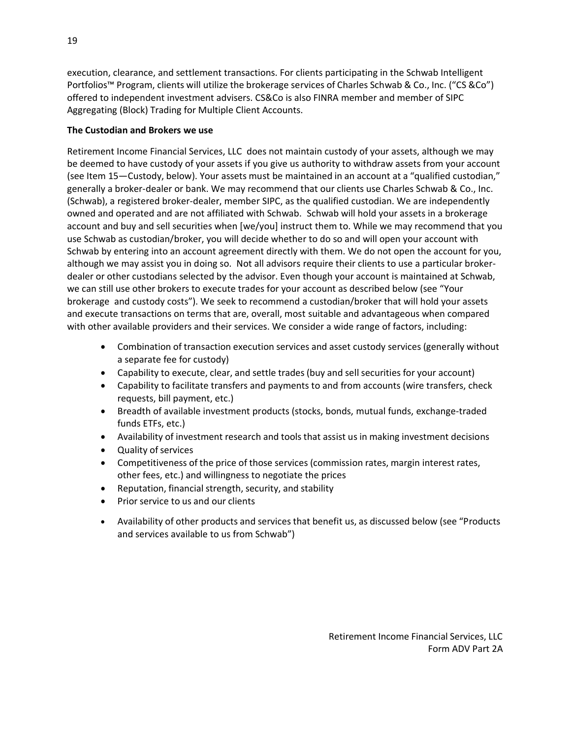execution, clearance, and settlement transactions. For clients participating in the Schwab Intelligent Portfolios™ Program, clients will utilize the brokerage services of Charles Schwab & Co., Inc. ("CS &Co") offered to independent investment advisers. CS&Co is also FINRA member and member of SIPC Aggregating (Block) Trading for Multiple Client Accounts.

**The Custodian and Brokers we use**

Retirement Income Financial Services, LLC does not maintain custody of your assets, although we may be deemed to have custody of your assets if you give us authority to withdraw assets from your account (see Item 15—Custody, below). Your assets must be maintained in an account at a "qualified custodian," generally a broker-dealer or bank. We may recommend that our clients use Charles Schwab & Co., Inc. (Schwab), a registered broker-dealer, member SIPC, as the qualified custodian. We are independently owned and operated and are not affiliated with Schwab. Schwab will hold your assets in a brokerage account and buy and sell securities when [we/you] instruct them to. While we may recommend that you use Schwab as custodian/broker, you will decide whether to do so and will open your account with Schwab by entering into an account agreement directly with them. We do not open the account for you, although we may assist you in doing so. Not all advisors require their clients to use a particular broker-dealer or other custodians selected by the advisor. Even though your account is maintained at Schwab, we can still use other brokers to execute trades for your account as described below (see "Your brokerage and custody costs"). We seek to recommend a custodian/broker that will hold your assets and execute transactions on terms that are, overall, most suitable and advantageous when compared with other available providers and their services. We consider a wide range of factors, including:

- Combination of transaction execution services and asset custody services (generally without a separate fee for custody)
- Capability to execute, clear, and settle trades (buy and sell securities for your account)
- Capability to facilitate transfers and payments to and from accounts (wire transfers, check requests, bill payment, etc.)
- Breadth of available investment products (stocks, bonds, mutual funds, exchange-traded funds ETFs, etc.)
- Availability of investment research and tools that assist us in making investment decisions
- Quality of services
- Competitiveness of the price of those services (commission rates, margin interest rates, other fees, etc.) and willingness to negotiate the prices
- Reputation, financial strength, security, and stability
- Prior service to us and our clients
- Availability of other products and services that benefit us, as discussed below (see "Products and services available to us from Schwab")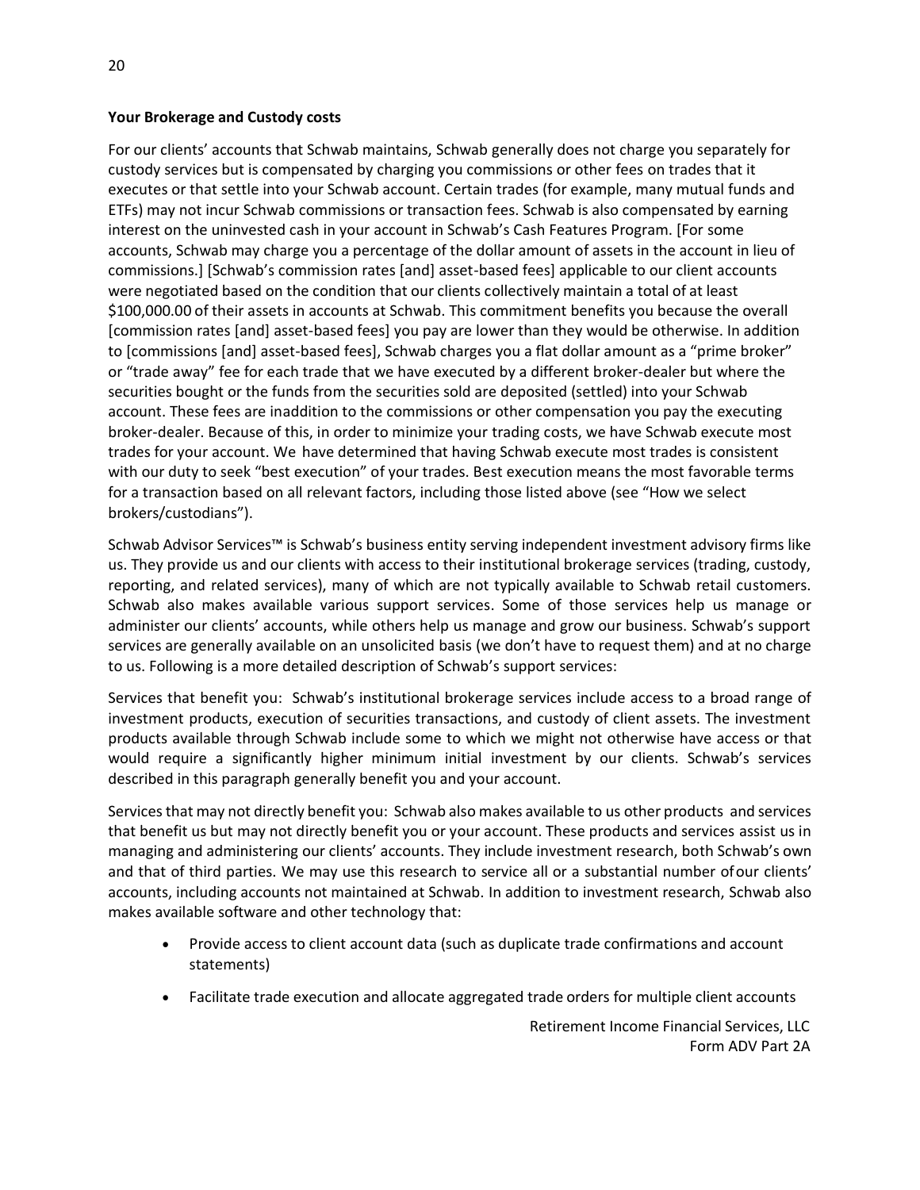**Your Brokerage and Custody costs**

For our clients' accounts that Schwab maintains, Schwab generally does not charge you separately for custody services but is compensated by charging you commissions or other fees on trades that it executes or that settle into your Schwab account. Certain trades (for example, many mutual funds and ETFs) may not incur Schwab commissions or transaction fees. Schwab is also compensated by earning interest on the uninvested cash in your account in Schwab's Cash Features Program. [For some accounts, Schwab may charge you a percentage of the dollar amount of assets in the account in lieu of commissions.] [Schwab's commission rates [and] asset-based fees] applicable to our client accounts were negotiated based on the condition that our clients collectively maintain a total of at least \$100,000.00 of their assets in accounts at Schwab. This commitment benefits you because the overall [commission rates [and] asset-based fees] you pay are lower than they would be otherwise. In addition to [commissions [and] asset-based fees], Schwab charges you a flat dollar amount as a "prime broker" or "trade away" fee for each trade that we have executed by a different broker-dealer but where the securities bought or the funds from the securities sold are deposited (settled) into your Schwab account. These fees are inaddition to the commissions or other compensation you pay the executing broker-dealer. Because of this, in order to minimize your trading costs, we have Schwab execute most trades for your account. We have determined that having Schwab execute most trades is consistent with our duty to seek "best execution" of your trades. Best execution means the most favorable terms for a transaction based on all relevant factors, including those listed above (see "How we select brokers/custodians").

Schwab Advisor Services™ is Schwab's business entity serving independent investment advisory firms like us. They provide us and our clients with access to their institutional brokerage services (trading, custody, reporting, and related services), many of which are not typically available to Schwab retail customers. Schwab also makes available various support services. Some of those services help us manage or administer our clients' accounts, while others help us manage and grow our business. Schwab's support services are generally available on an unsolicited basis (we don't have to request them) and at no charge to us. Following is a more detailed description of Schwab's support services:

Services that benefit you: Schwab's institutional brokerage services include access to a broad range of investment products, execution of securities transactions, and custody of client assets. The investment products available through Schwab include some to which we might not otherwise have access or that would require a significantly higher minimum initial investment by our clients. Schwab's services described in this paragraph generally benefit you and your account.

Services that may not directly benefit you: Schwab also makes available to us other products and services that benefit us but may not directly benefit you or your account. These products and services assist us in managing and administering our clients' accounts. They include investment research, both Schwab's own and that of third parties. We may use this research to service all or a substantial number of our clients' accounts, including accounts not maintained at Schwab. In addition to investment research, Schwab also makes available software and other technology that:

- Provide access to client account data (such as duplicate trade confirmations and account statements)
- Facilitate trade execution and allocate aggregated trade orders for multiple client accounts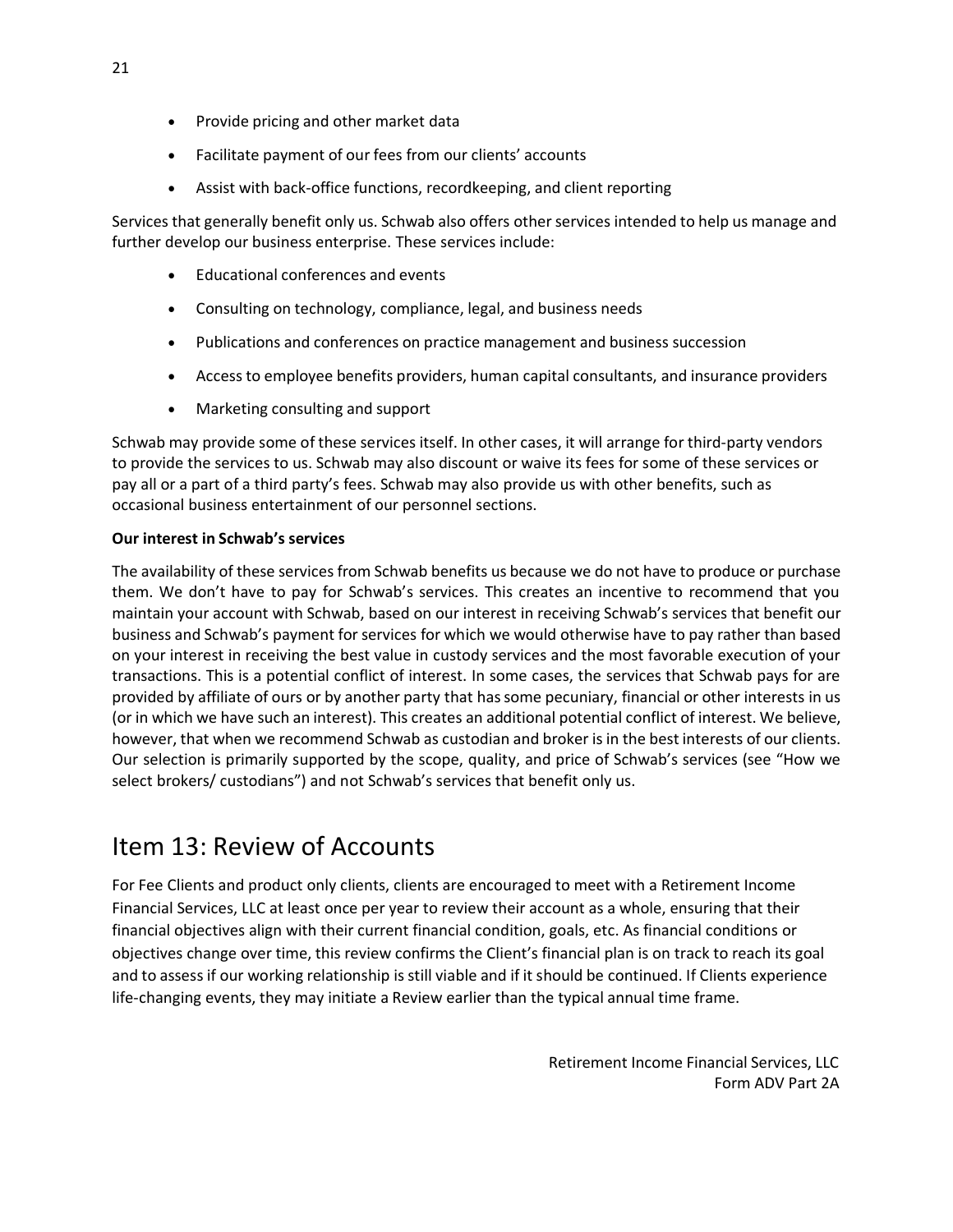- Provide pricing and other market data
- Facilitate payment of our fees from our clients' accounts
- Assist with back-office functions, recordkeeping, and client reporting

Services that generally benefit only us. Schwab also offers other services intended to help us manage and further develop our business enterprise. These services include:

- Educational conferences and events
- Consulting on technology, compliance, legal, and business needs
- Publications and conferences on practice management and business succession
- Access to employee benefits providers, human capital consultants, and insurance providers
- Marketing consulting and support

Schwab may provide some of these services itself. In other cases, it will arrange for third-party vendors to provide the services to us. Schwab may also discount or waive its fees for some of these services or pay all or a part of a third party's fees. Schwab may also provide us with other benefits, such as occasional business entertainment of our personnel sections.

**Our interest in Schwab's services**

The availability of these services from Schwab benefits us because we do not have to produce or purchase them. We don't have to pay for Schwab's services. This creates an incentive to recommend that you maintain your account with Schwab, based on our interest in receiving Schwab's services that benefit our business and Schwab's payment for services for which we would otherwise have to pay rather than based on your interest in receiving the best value in custody services and the most favorable execution of your transactions. This is a potential conflict of interest. In some cases, the services that Schwab pays for are provided by affiliate of ours or by another party that has some pecuniary, financial or other interests in us (or in which we have such an interest). This creates an additional potential conflict of interest. We believe, however, that when we recommend Schwab as custodian and broker is in the best interests of our clients. Our selection is primarily supported by the scope, quality, and price of Schwab's services (see "How we select brokers/ custodians") and not Schwab's services that benefit only us.

# Item 13: Review of Accounts

For Fee Clients and product only clients, clients are encouraged to meet with a Retirement Income Financial Services, LLC at least once per year to review their account as a whole, ensuring that their financial objectives align with their current financial condition, goals, etc. As financial conditions or objectives change over time, this review confirms the Client's financial plan is on track to reach its goal and to assess if our working relationship is still viable and if it should be continued. If Clients experience life-changing events, they may initiate a Review earlier than the typical annual time frame.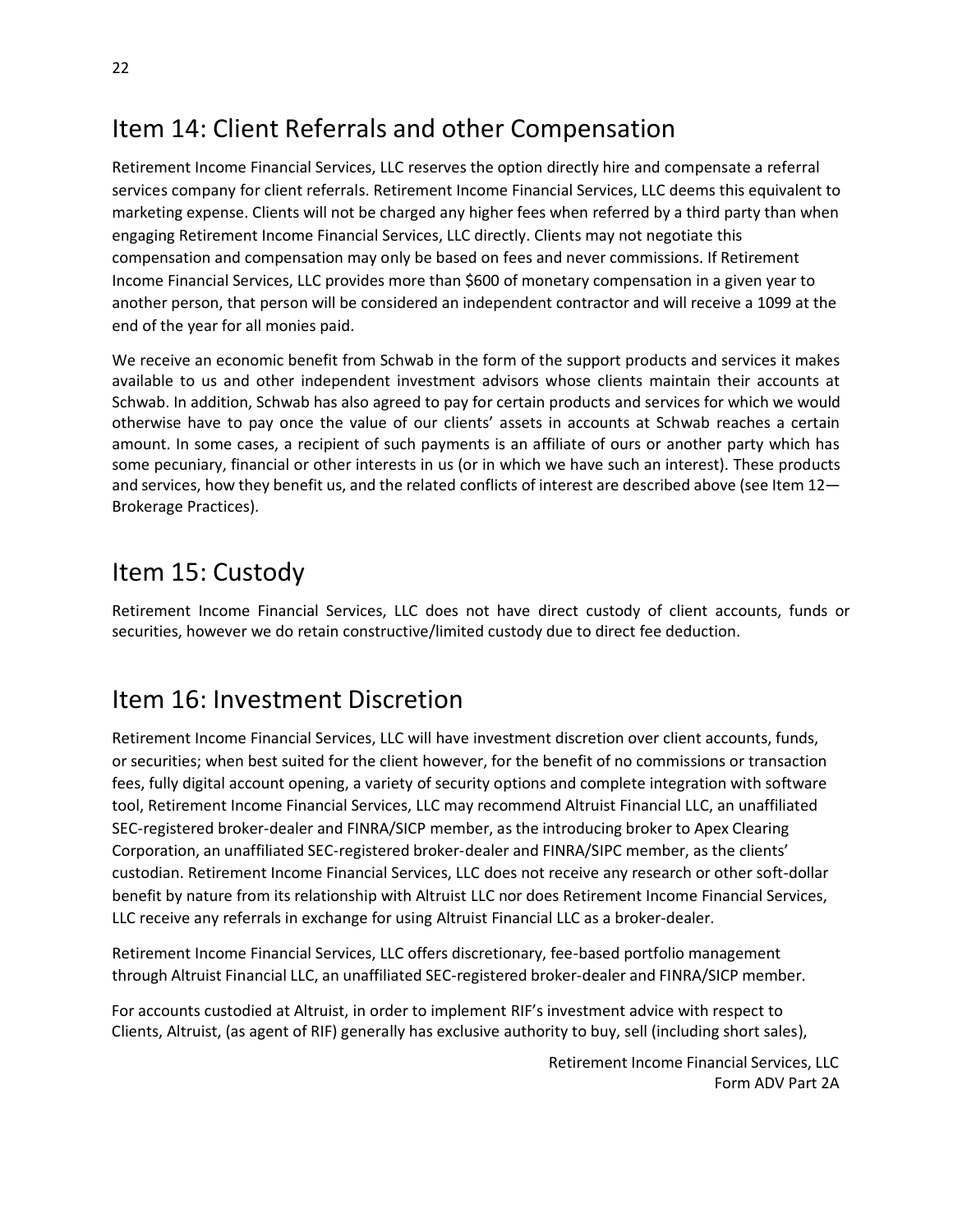## Item 14: Client Referrals and other Compensation

Retirement Income Financial Services, LLC reserves the option directly hire and compensate a referral services company for client referrals. Retirement Income Financial Services, LLC deems this equivalent to marketing expense. Clients will not be charged any higher fees when referred by a third party than when engaging Retirement Income Financial Services, LLC directly. Clients may not negotiate this compensation and compensation may only be based on fees and never commissions. If Retirement Income Financial Services, LLC provides more than $600 of monetary compensation in a given year to another person, that person will be considered an independent contractor and will receive a 1099 at the end of the year for all monies paid.

We receive an economic benefit from Schwab in the form of the support products and services it makes available to us and other independent investment advisors whose clients maintain their accounts at Schwab. In addition, Schwab has also agreed to pay for certain products and services for which we would otherwise have to pay once the value of our clients' assets in accounts at Schwab reaches a certain amount. In some cases, a recipient of such payments is an affiliate of ours or another party which has some pecuniary, financial or other interests in us (or in which we have such an interest). These products and services, how they benefit us, and the related conflicts of interest are described above (see Item 12—Brokerage Practices).

## Item 15: Custody

Retirement Income Financial Services, LLC does not have direct custody of client accounts, funds or securities, however we do retain constructive/limited custody due to direct fee deduction.

## Item 16: Investment Discretion

Retirement Income Financial Services, LLC will have investment discretion over client accounts, funds, or securities; when best suited for the client however, for the benefit of no commissions or transaction fees, fully digital account opening, a variety of security options and complete integration with software tool, Retirement Income Financial Services, LLC may recommend Altruist Financial LLC, an unaffiliated SEC-registered broker-dealer and FINRA/SICP member, as the introducing broker to Apex Clearing Corporation, an unaffiliated SEC-registered broker-dealer and FINRA/SIPC member, as the clients' custodian. Retirement Income Financial Services, LLC does not receive any research or other soft-dollar benefit by nature from its relationship with Altruist LLC nor does Retirement Income Financial Services, LLC receive any referrals in exchange for using Altruist Financial LLC as a broker-dealer.

Retirement Income Financial Services, LLC offers discretionary, fee-based portfolio management through Altruist Financial LLC, an unaffiliated SEC-registered broker-dealer and FINRA/SICP member.

For accounts custodied at Altruist, in order to implement RIF's investment advice with respect to Clients, Altruist, (as agent of RIF) generally has exclusive authority to buy, sell (including short sales),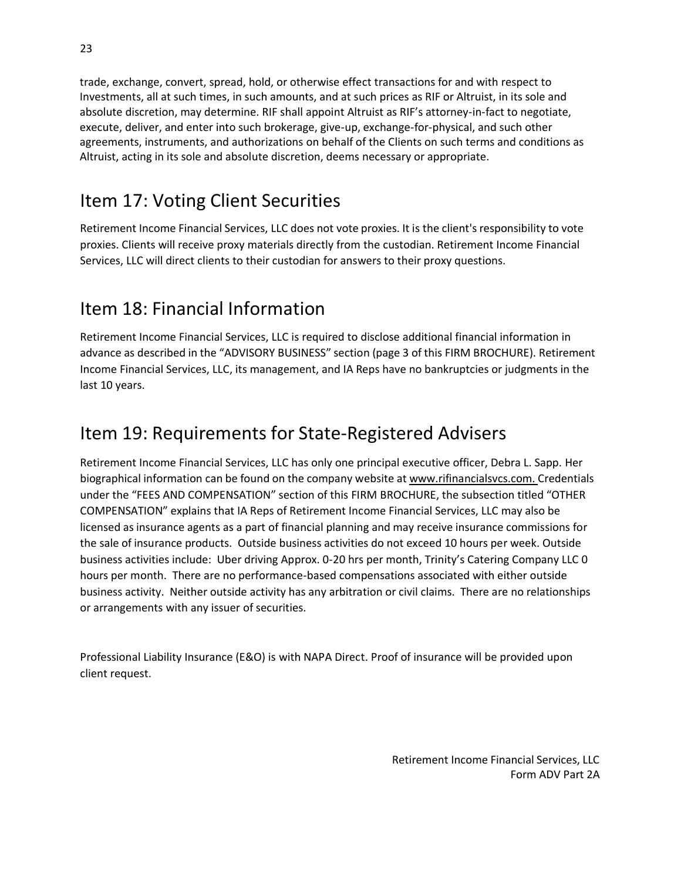trade, exchange, convert, spread, hold, or otherwise effect transactions for and with respect to Investments, all at such times, in such amounts, and at such prices as RIF or Altruist, in its sole and absolute discretion, may determine. RIF shall appoint Altruist as RIF's attorney-in-fact to negotiate, execute, deliver, and enter into such brokerage, give-up, exchange-for-physical, and such other agreements, instruments, and authorizations on behalf of the Clients on such terms and conditions as Altruist, acting in its sole and absolute discretion, deems necessary or appropriate.

## Item 17: Voting Client Securities

Retirement Income Financial Services, LLC does not vote proxies. It is the client's responsibility to vote proxies. Clients will receive proxy materials directly from the custodian. Retirement Income Financial Services, LLC will direct clients to their custodian for answers to their proxy questions.

## Item 18: Financial Information

Retirement Income Financial Services, LLC is required to disclose additional financial information in advance as described in the "ADVISORY BUSINESS" section (page 3 of this FIRM BROCHURE). Retirement Income Financial Services, LLC, its management, and IA Reps have no bankruptcies or judgments in the last 10 years.

## Item 19: Requirements for State-Registered Advisers

Retirement Income Financial Services, LLC has only one principal executive officer, Debra L. Sapp. Her biographical information can be found on the company website at www.rifinancialsvcs.com. Credentials under the "FEES AND COMPENSATION" section of this FIRM BROCHURE, the subsection titled "OTHER COMPENSATION" explains that IA Reps of Retirement Income Financial Services, LLC may also be licensed as insurance agents as a part of financial planning and may receive insurance commissions for the sale of insurance products. Outside business activities do not exceed 10 hours per week. Outside business activities include: Uber driving Approx. 0-20 hrs per month, Trinity's Catering Company LLC 0 hours per month. There are no performance-based compensations associated with either outside business activity. Neither outside activity has any arbitration or civil claims. There are no relationships or arrangements with any issuer of securities.

Professional Liability Insurance (E&O) is with NAPA Direct. Proof of insurance will be provided upon client request.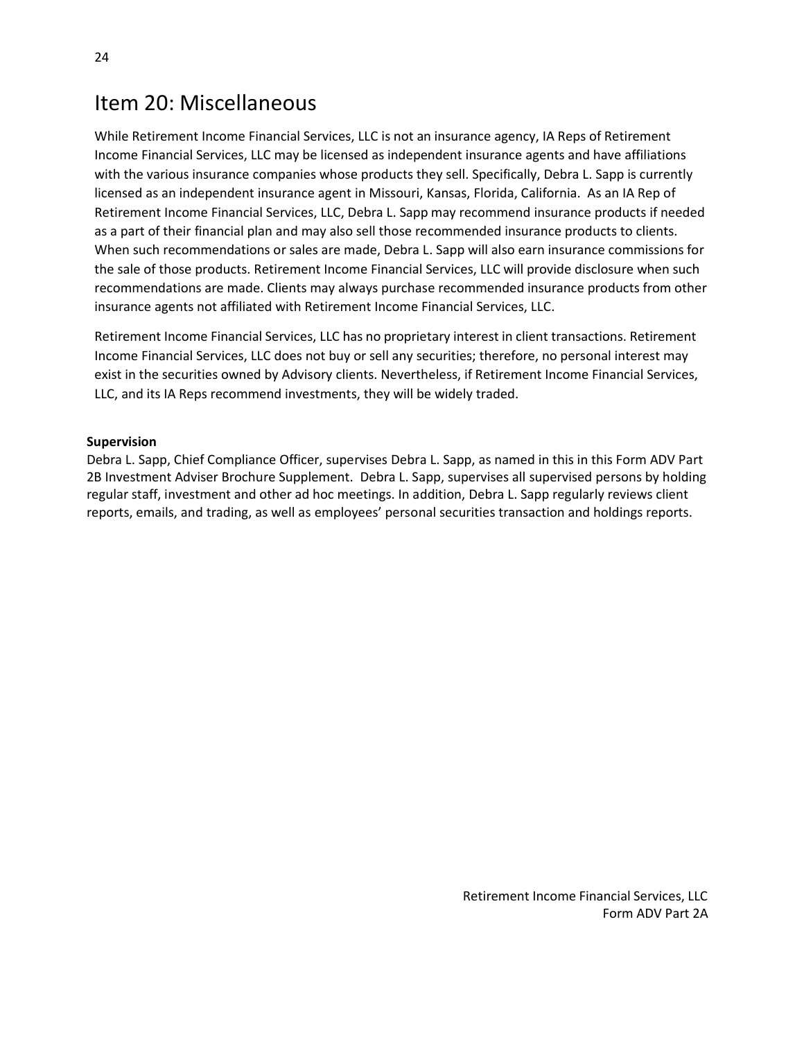# Item 20: Miscellaneous

While Retirement Income Financial Services, LLC is not an insurance agency, IA Reps of Retirement Income Financial Services, LLC may be licensed as independent insurance agents and have affiliations with the various insurance companies whose products they sell. Specifically, Debra L. Sapp is currently licensed as an independent insurance agent in Missouri, Kansas, Florida, California. As an IA Rep of Retirement Income Financial Services, LLC, Debra L. Sapp may recommend insurance products if needed as a part of their financial plan and may also sell those recommended insurance products to clients. When such recommendations or sales are made, Debra L. Sapp will also earn insurance commissions for the sale of those products. Retirement Income Financial Services, LLC will provide disclosure when such recommendations are made. Clients may always purchase recommended insurance products from other insurance agents not affiliated with Retirement Income Financial Services, LLC.

Retirement Income Financial Services, LLC has no proprietary interest in client transactions. Retirement Income Financial Services, LLC does not buy or sell any securities; therefore, no personal interest may exist in the securities owned by Advisory clients. Nevertheless, if Retirement Income Financial Services, LLC, and its IA Reps recommend investments, they will be widely traded.

**Supervision**

Debra L. Sapp, Chief Compliance Officer, supervises Debra L. Sapp, as named in this in this Form ADV Part 2B Investment Adviser Brochure Supplement. Debra L. Sapp, supervises all supervised persons by holding regular staff, investment and other ad hoc meetings. In addition, Debra L. Sapp regularly reviews client reports, emails, and trading, as well as employees' personal securities transaction and holdings reports.